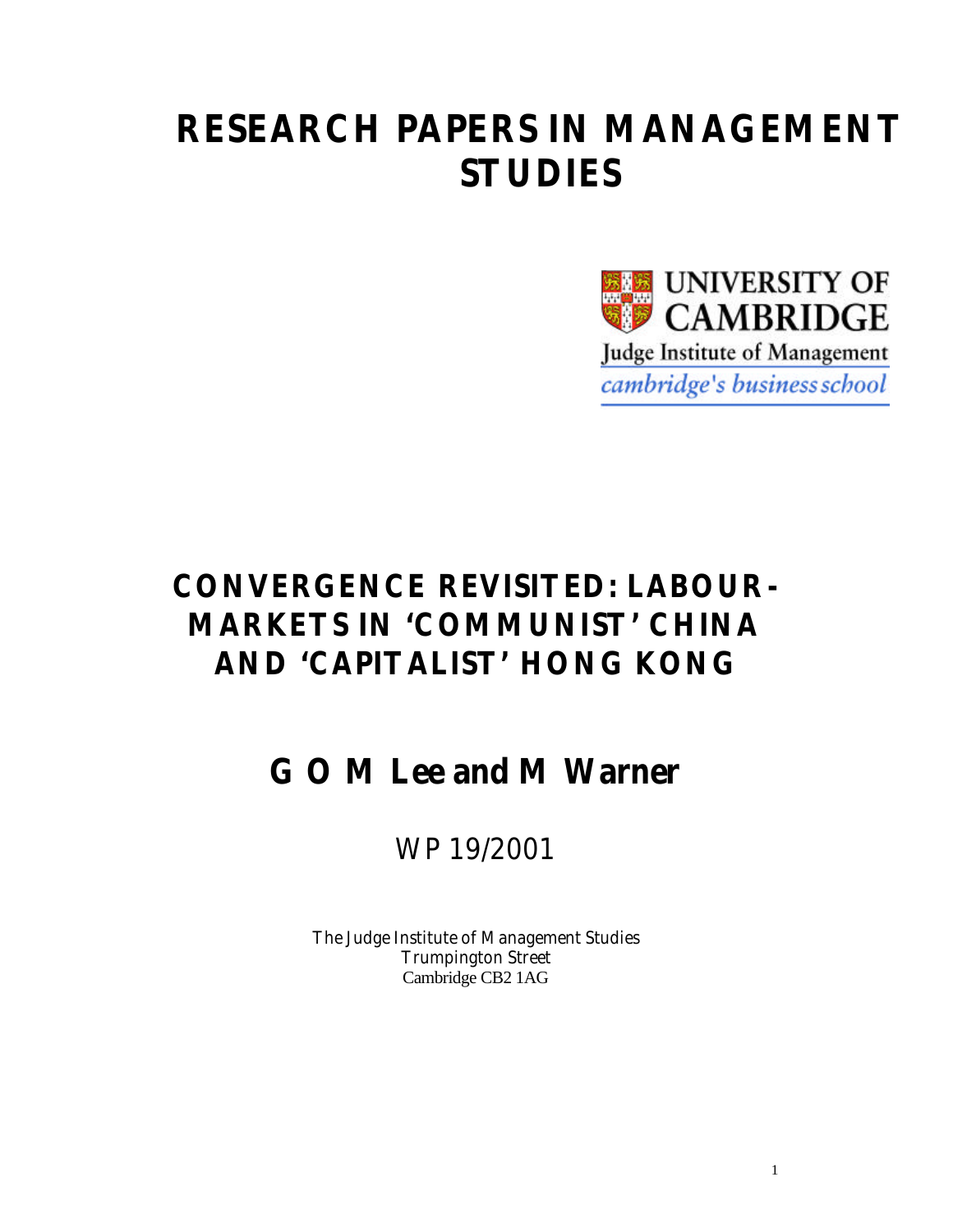# RESEARCH PAPERS IN MANAGEMENT STUDIES

UNIVERSITY OF CAMBRIDGE

Judge Institute of Management

*cambridge's business school*

## CONVERGENCE REVISITED: LABOUR-MARKETS IN 'COMMUNIST' CHINA AND 'CAPITALIST' HONG KONG

## G O M Lee and M Warner

WP 19/2001

The Judge Institute of Management Studies
Trumpington Street
Cambridge CB2 1AG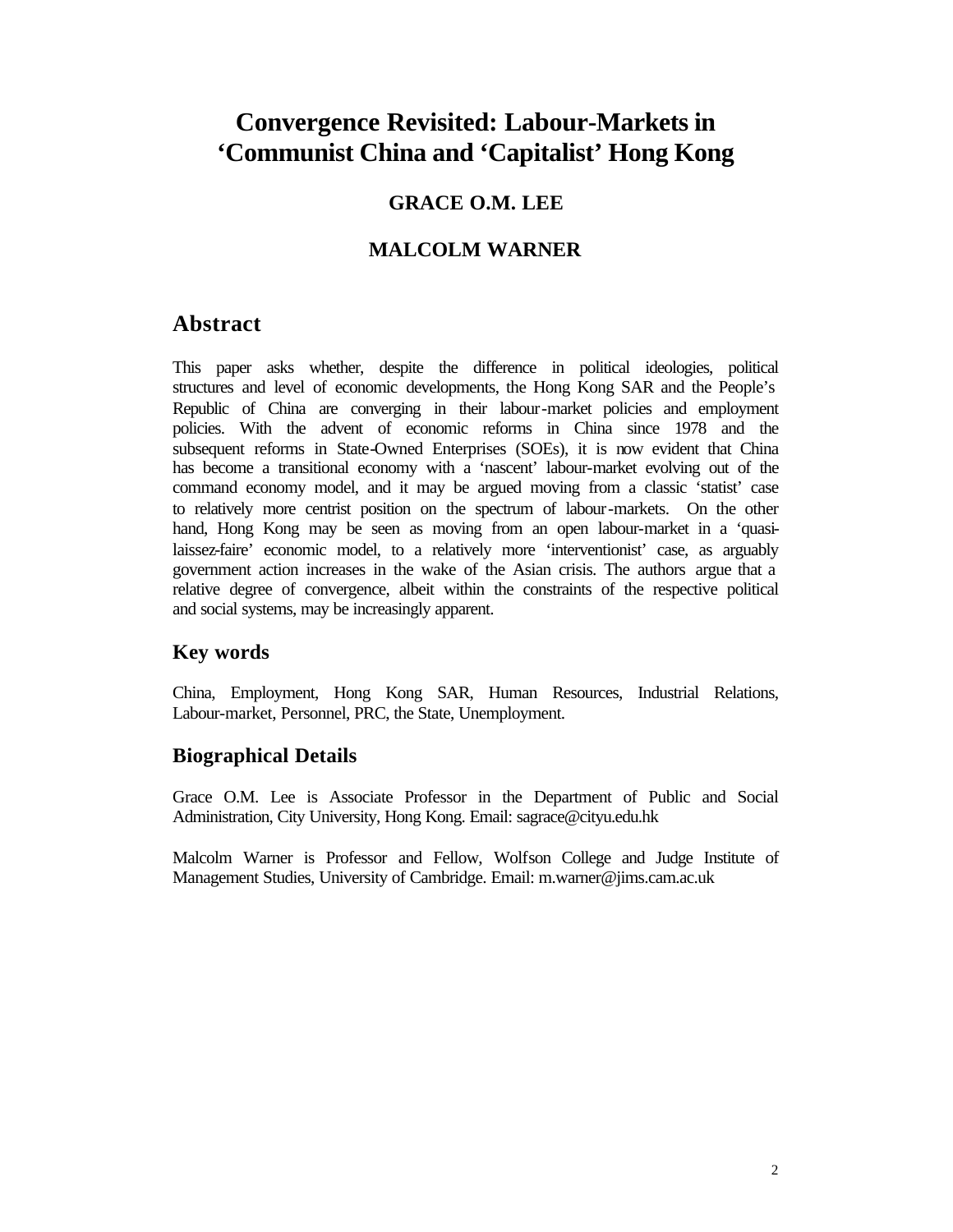# Convergence Revisited: Labour-Markets in 'Communist China and 'Capitalist' Hong Kong

**GRACE O.M. LEE**

**MALCOLM WARNER**

## Abstract

This paper asks whether, despite the difference in political ideologies, political structures and level of economic developments, the Hong Kong SAR and the People's Republic of China are converging in their labour-market policies and employment policies. With the advent of economic reforms in China since 1978 and the subsequent reforms in State-Owned Enterprises (SOEs), it is now evident that China has become a transitional economy with a 'nascent' labour-market evolving out of the command economy model, and it may be argued moving from a classic 'statist' case to relatively more centrist position on the spectrum of labour-markets. On the other hand, Hong Kong may be seen as moving from an open labour-market in a 'quasi-laissez-faire' economic model, to a relatively more 'interventionist' case, as arguably government action increases in the wake of the Asian crisis. The authors argue that a relative degree of convergence, albeit within the constraints of the respective political and social systems, may be increasingly apparent.

### Key words

China, Employment, Hong Kong SAR, Human Resources, Industrial Relations, Labour-market, Personnel, PRC, the State, Unemployment.

### Biographical Details

Grace O.M. Lee is Associate Professor in the Department of Public and Social Administration, City University, Hong Kong. Email: sagrace@cityu.edu.hk

Malcolm Warner is Professor and Fellow, Wolfson College and Judge Institute of Management Studies, University of Cambridge. Email: m.warner@jims.cam.ac.uk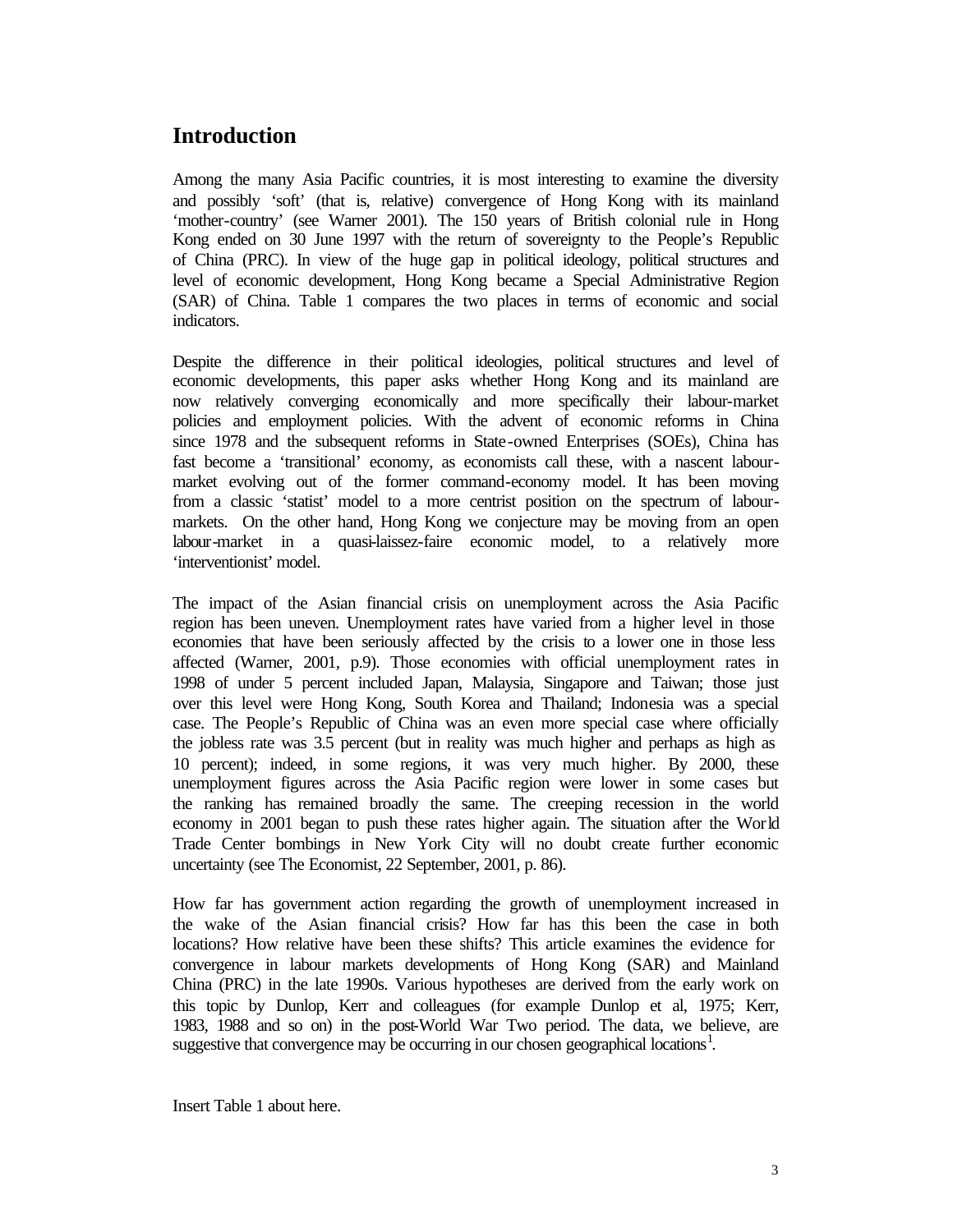## Introduction

Among the many Asia Pacific countries, it is most interesting to examine the diversity and possibly 'soft' (that is, relative) convergence of Hong Kong with its mainland 'mother-country' (see Warner 2001). The 150 years of British colonial rule in Hong Kong ended on 30 June 1997 with the return of sovereignty to the People's Republic of China (PRC). In view of the huge gap in political ideology, political structures and level of economic development, Hong Kong became a Special Administrative Region (SAR) of China. Table 1 compares the two places in terms of economic and social indicators.

Despite the difference in their political ideologies, political structures and level of economic developments, this paper asks whether Hong Kong and its mainland are now relatively converging economically and more specifically their labour-market policies and employment policies. With the advent of economic reforms in China since 1978 and the subsequent reforms in State-owned Enterprises (SOEs), China has fast become a 'transitional' economy, as economists call these, with a nascent labour-market evolving out of the former command-economy model. It has been moving from a classic 'statist' model to a more centrist position on the spectrum of labour-markets. On the other hand, Hong Kong we conjecture may be moving from an open labour-market in a quasi-laissez-faire economic model, to a relatively more 'interventionist' model.

The impact of the Asian financial crisis on unemployment across the Asia Pacific region has been uneven. Unemployment rates have varied from a higher level in those economies that have been seriously affected by the crisis to a lower one in those less affected (Warner, 2001, p.9). Those economies with official unemployment rates in 1998 of under 5 percent included Japan, Malaysia, Singapore and Taiwan; those just over this level were Hong Kong, South Korea and Thailand; Indonesia was a special case. The People's Republic of China was an even more special case where officially the jobless rate was 3.5 percent (but in reality was much higher and perhaps as high as 10 percent); indeed, in some regions, it was very much higher. By 2000, these unemployment figures across the Asia Pacific region were lower in some cases but the ranking has remained broadly the same. The creeping recession in the world economy in 2001 began to push these rates higher again. The situation after the World Trade Center bombings in New York City will no doubt create further economic uncertainty (see The Economist, 22 September, 2001, p. 86).

How far has government action regarding the growth of unemployment increased in the wake of the Asian financial crisis? How far has this been the case in both locations? How relative have been these shifts? This article examines the evidence for convergence in labour markets developments of Hong Kong (SAR) and Mainland China (PRC) in the late 1990s. Various hypotheses are derived from the early work on this topic by Dunlop, Kerr and colleagues (for example Dunlop et al, 1975; Kerr, 1983, 1988 and so on) in the post-World War Two period. The data, we believe, are suggestive that convergence may be occurring in our chosen geographical locations[1].

Insert Table 1 about here.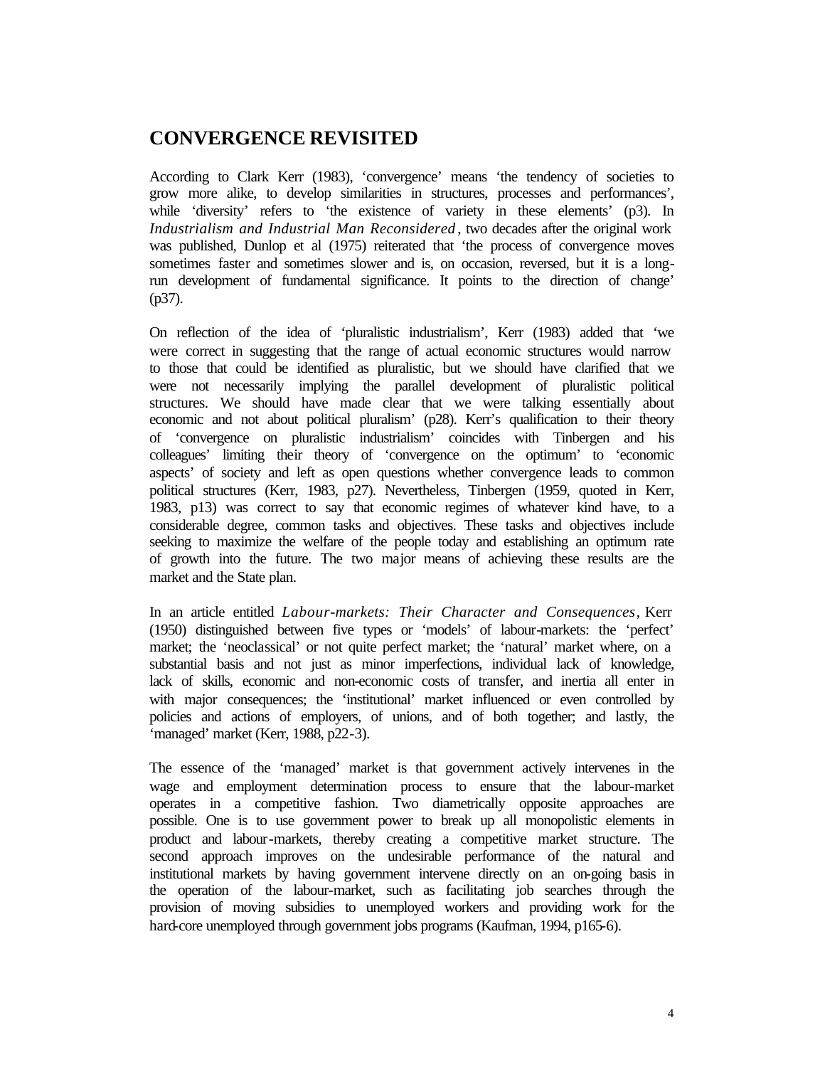## CONVERGENCE REVISITED

According to Clark Kerr (1983), 'convergence' means 'the tendency of societies to grow more alike, to develop similarities in structures, processes and performances', while 'diversity' refers to 'the existence of variety in these elements' (p3). In *Industrialism and Industrial Man Reconsidered*, two decades after the original work was published, Dunlop et al (1975) reiterated that 'the process of convergence moves sometimes faster and sometimes slower and is, on occasion, reversed, but it is a long-run development of fundamental significance. It points to the direction of change' (p37).

On reflection of the idea of 'pluralistic industrialism', Kerr (1983) added that 'we were correct in suggesting that the range of actual economic structures would narrow to those that could be identified as pluralistic, but we should have clarified that we were not necessarily implying the parallel development of pluralistic political structures. We should have made clear that we were talking essentially about economic and not about political pluralism' (p28). Kerr's qualification to their theory of 'convergence on pluralistic industrialism' coincides with Tinbergen and his colleagues' limiting their theory of 'convergence on the optimum' to 'economic aspects' of society and left as open questions whether convergence leads to common political structures (Kerr, 1983, p27). Nevertheless, Tinbergen (1959, quoted in Kerr, 1983, p13) was correct to say that economic regimes of whatever kind have, to a considerable degree, common tasks and objectives. These tasks and objectives include seeking to maximize the welfare of the people today and establishing an optimum rate of growth into the future. The two major means of achieving these results are the market and the State plan.

In an article entitled *Labour-markets: Their Character and Consequences*, Kerr (1950) distinguished between five types or 'models' of labour-markets: the 'perfect' market; the 'neoclassical' or not quite perfect market; the 'natural' market where, on a substantial basis and not just as minor imperfections, individual lack of knowledge, lack of skills, economic and non-economic costs of transfer, and inertia all enter in with major consequences; the 'institutional' market influenced or even controlled by policies and actions of employers, of unions, and of both together; and lastly, the 'managed' market (Kerr, 1988, p22-3).

The essence of the 'managed' market is that government actively intervenes in the wage and employment determination process to ensure that the labour-market operates in a competitive fashion. Two diametrically opposite approaches are possible. One is to use government power to break up all monopolistic elements in product and labour-markets, thereby creating a competitive market structure. The second approach improves on the undesirable performance of the natural and institutional markets by having government intervene directly on an on-going basis in the operation of the labour-market, such as facilitating job searches through the provision of moving subsidies to unemployed workers and providing work for the hard-core unemployed through government jobs programs (Kaufman, 1994, p165-6).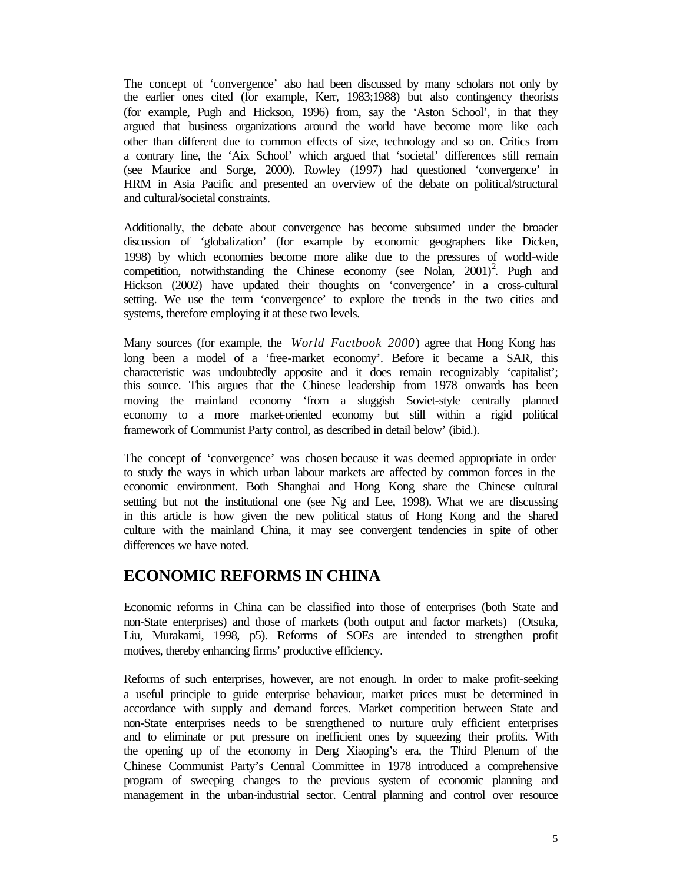The concept of 'convergence' also had been discussed by many scholars not only by the earlier ones cited (for example, Kerr, 1983;1988) but also contingency theorists (for example, Pugh and Hickson, 1996) from, say the 'Aston School', in that they argued that business organizations around the world have become more like each other than different due to common effects of size, technology and so on. Critics from a contrary line, the 'Aix School' which argued that 'societal' differences still remain (see Maurice and Sorge, 2000). Rowley (1997) had questioned 'convergence' in HRM in Asia Pacific and presented an overview of the debate on political/structural and cultural/societal constraints.

Additionally, the debate about convergence has become subsumed under the broader discussion of 'globalization' (for example by economic geographers like Dicken, 1998) by which economies become more alike due to the pressures of world-wide competition, notwithstanding the Chinese economy (see Nolan, 2001)[2]. Pugh and Hickson (2002) have updated their thoughts on 'convergence' in a cross-cultural setting. We use the term 'convergence' to explore the trends in the two cities and systems, therefore employing it at these two levels.

Many sources (for example, the *World Factbook 2000*) agree that Hong Kong has long been a model of a 'free-market economy'. Before it became a SAR, this characteristic was undoubtedly apposite and it does remain recognizably 'capitalist'; this source. This argues that the Chinese leadership from 1978 onwards has been moving the mainland economy 'from a sluggish Soviet-style centrally planned economy to a more market-oriented economy but still within a rigid political framework of Communist Party control, as described in detail below' (ibid.).

The concept of 'convergence' was chosen because it was deemed appropriate in order to study the ways in which urban labour markets are affected by common forces in the economic environment. Both Shanghai and Hong Kong share the Chinese cultural settting but not the institutional one (see Ng and Lee, 1998). What we are discussing in this article is how given the new political status of Hong Kong and the shared culture with the mainland China, it may see convergent tendencies in spite of other differences we have noted.

## ECONOMIC REFORMS IN CHINA

Economic reforms in China can be classified into those of enterprises (both State and non-State enterprises) and those of markets (both output and factor markets) (Otsuka, Liu, Murakami, 1998, p5). Reforms of SOEs are intended to strengthen profit motives, thereby enhancing firms' productive efficiency.

Reforms of such enterprises, however, are not enough. In order to make profit-seeking a useful principle to guide enterprise behaviour, market prices must be determined in accordance with supply and demand forces. Market competition between State and non-State enterprises needs to be strengthened to nurture truly efficient enterprises and to eliminate or put pressure on inefficient ones by squeezing their profits. With the opening up of the economy in Deng Xiaoping's era, the Third Plenum of the Chinese Communist Party's Central Committee in 1978 introduced a comprehensive program of sweeping changes to the previous system of economic planning and management in the urban-industrial sector. Central planning and control over resource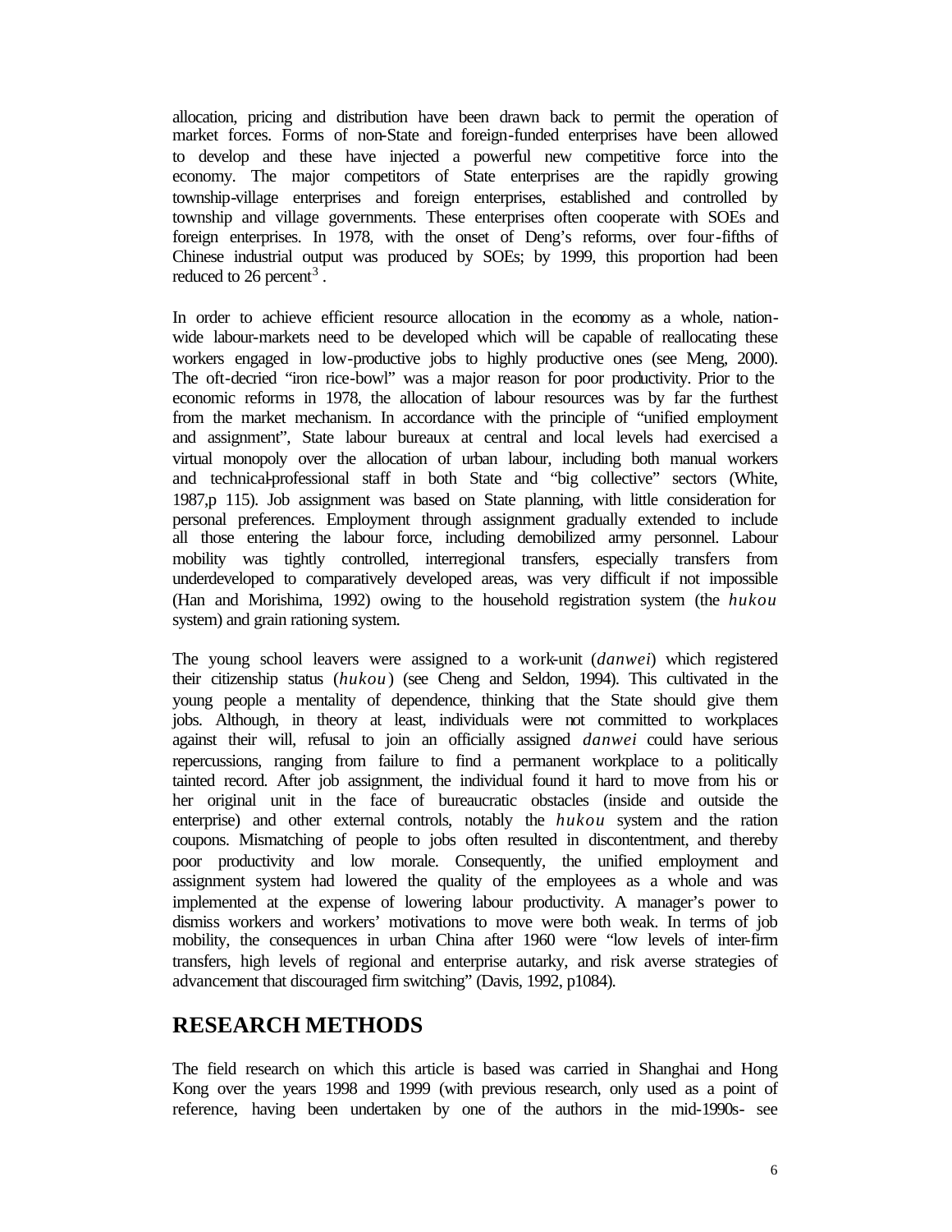allocation, pricing and distribution have been drawn back to permit the operation of market forces. Forms of non-State and foreign-funded enterprises have been allowed to develop and these have injected a powerful new competitive force into the economy. The major competitors of State enterprises are the rapidly growing township-village enterprises and foreign enterprises, established and controlled by township and village governments. These enterprises often cooperate with SOEs and foreign enterprises. In 1978, with the onset of Deng's reforms, over four-fifths of Chinese industrial output was produced by SOEs; by 1999, this proportion had been reduced to 26 percent[3].

In order to achieve efficient resource allocation in the economy as a whole, nation-wide labour-markets need to be developed which will be capable of reallocating these workers engaged in low-productive jobs to highly productive ones (see Meng, 2000). The oft-decried "iron rice-bowl" was a major reason for poor productivity. Prior to the economic reforms in 1978, the allocation of labour resources was by far the furthest from the market mechanism. In accordance with the principle of "unified employment and assignment", State labour bureaux at central and local levels had exercised a virtual monopoly over the allocation of urban labour, including both manual workers and technical-professional staff in both State and "big collective" sectors (White, 1987,p 115). Job assignment was based on State planning, with little consideration for personal preferences. Employment through assignment gradually extended to include all those entering the labour force, including demobilized army personnel. Labour mobility was tightly controlled, interregional transfers, especially transfers from underdeveloped to comparatively developed areas, was very difficult if not impossible (Han and Morishima, 1992) owing to the household registration system (the *hukou* system) and grain rationing system.

The young school leavers were assigned to a work-unit (*danwei*) which registered their citizenship status (*hukou*) (see Cheng and Seldon, 1994). This cultivated in the young people a mentality of dependence, thinking that the State should give them jobs. Although, in theory at least, individuals were not committed to workplaces against their will, refusal to join an officially assigned *danwei* could have serious repercussions, ranging from failure to find a permanent workplace to a politically tainted record. After job assignment, the individual found it hard to move from his or her original unit in the face of bureaucratic obstacles (inside and outside the enterprise) and other external controls, notably the *hukou* system and the ration coupons. Mismatching of people to jobs often resulted in discontentment, and thereby poor productivity and low morale. Consequently, the unified employment and assignment system had lowered the quality of the employees as a whole and was implemented at the expense of lowering labour productivity. A manager's power to dismiss workers and workers' motivations to move were both weak. In terms of job mobility, the consequences in urban China after 1960 were "low levels of inter-firm transfers, high levels of regional and enterprise autarky, and risk averse strategies of advancement that discouraged firm switching" (Davis, 1992, p1084).

## RESEARCH METHODS

The field research on which this article is based was carried in Shanghai and Hong Kong over the years 1998 and 1999 (with previous research, only used as a point of reference, having been undertaken by one of the authors in the mid-1990s- see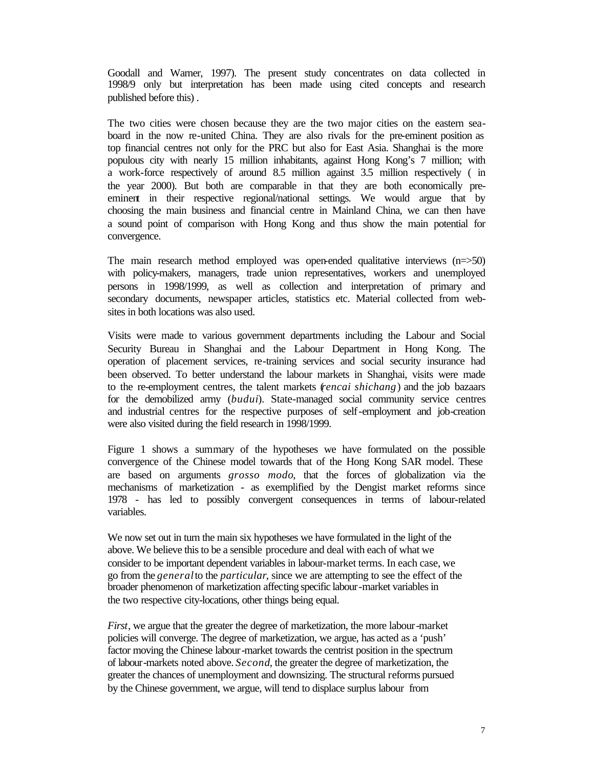Goodall and Warner, 1997). The present study concentrates on data collected in 1998/9 only but interpretation has been made using cited concepts and research published before this) .

The two cities were chosen because they are the two major cities on the eastern sea-board in the now re-united China. They are also rivals for the pre-eminent position as top financial centres not only for the PRC but also for East Asia. Shanghai is the more populous city with nearly 15 million inhabitants, against Hong Kong's 7 million; with a work-force respectively of around 8.5 million against 3.5 million respectively ( in the year 2000). But both are comparable in that they are both economically pre-eminent in their respective regional/national settings. We would argue that by choosing the main business and financial centre in Mainland China, we can then have a sound point of comparison with Hong Kong and thus show the main potential for convergence.

The main research method employed was open-ended qualitative interviews (n=>50) with policy-makers, managers, trade union representatives, workers and unemployed persons in 1998/1999, as well as collection and interpretation of primary and secondary documents, newspaper articles, statistics etc. Material collected from web-sites in both locations was also used.

Visits were made to various government departments including the Labour and Social Security Bureau in Shanghai and the Labour Department in Hong Kong. The operation of placement services, re-training services and social security insurance had been observed. To better understand the labour markets in Shanghai, visits were made to the re-employment centres, the talent markets (*rencai shichang*) and the job bazaars for the demobilized army (*budui*). State-managed social community service centres and industrial centres for the respective purposes of self-employment and job-creation were also visited during the field research in 1998/1999.

Figure 1 shows a summary of the hypotheses we have formulated on the possible convergence of the Chinese model towards that of the Hong Kong SAR model. These are based on arguments *grosso modo*, that the forces of globalization via the mechanisms of marketization - as exemplified by the Dengist market reforms since 1978 - has led to possibly convergent consequences in terms of labour-related variables.

We now set out in turn the main six hypotheses we have formulated in the light of the above. We believe this to be a sensible procedure and deal with each of what we consider to be important dependent variables in labour-market terms. In each case, we go from the *general* to the *particular*, since we are attempting to see the effect of the broader phenomenon of marketization affecting specific labour-market variables in the two respective city-locations, other things being equal.

*First*, we argue that the greater the degree of marketization, the more labour-market policies will converge. The degree of marketization, we argue, has acted as a 'push' factor moving the Chinese labour-market towards the centrist position in the spectrum of labour-markets noted above. *Second*, the greater the degree of marketization, the greater the chances of unemployment and downsizing. The structural reforms pursued by the Chinese government, we argue, will tend to displace surplus labour from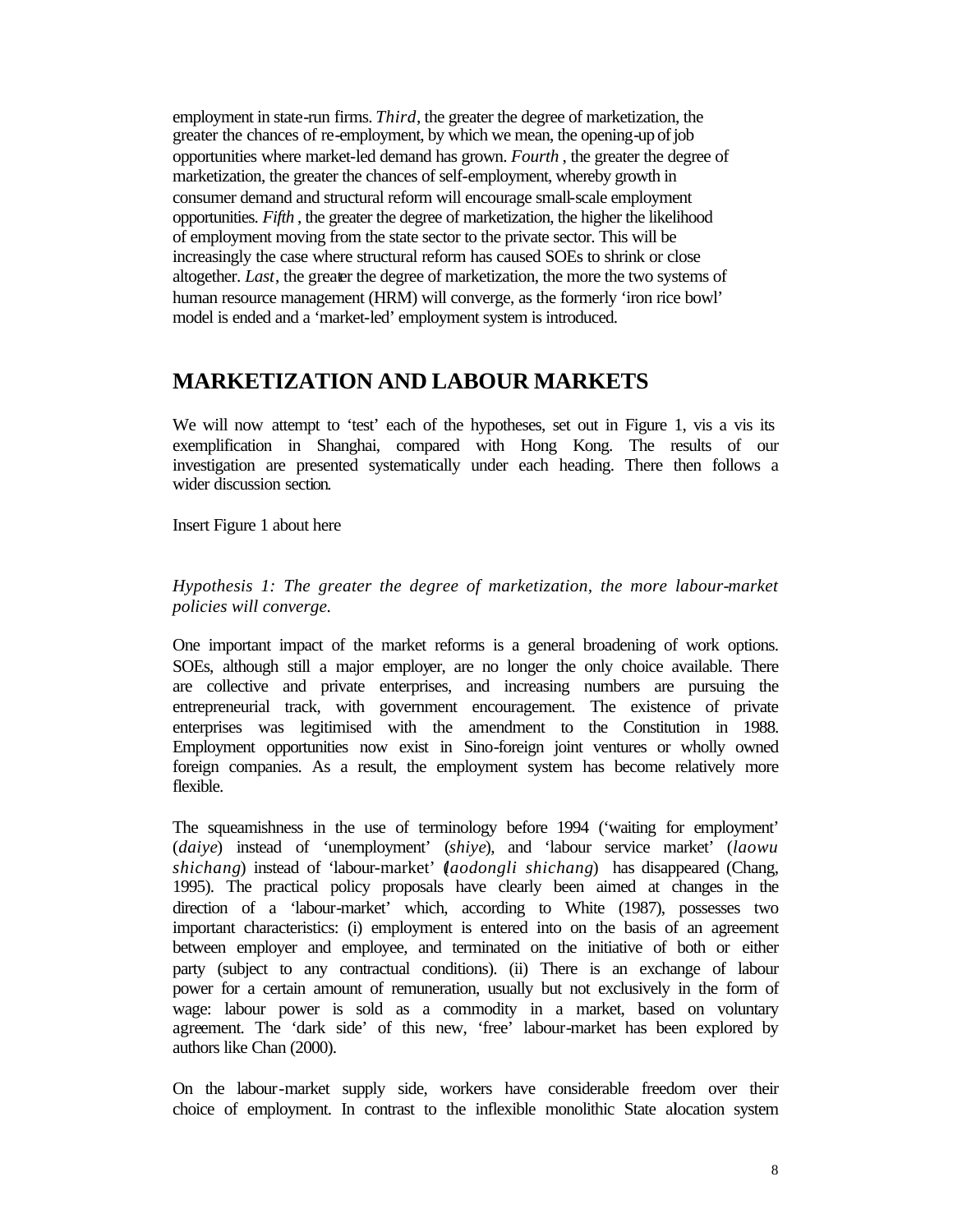employment in state-run firms. *Third*, the greater the degree of marketization, the greater the chances of re-employment, by which we mean, the opening-up of job opportunities where market-led demand has grown. *Fourth*, the greater the degree of marketization, the greater the chances of self-employment, whereby growth in consumer demand and structural reform will encourage small-scale employment opportunities. *Fifth*, the greater the degree of marketization, the higher the likelihood of employment moving from the state sector to the private sector. This will be increasingly the case where structural reform has caused SOEs to shrink or close altogether. *Last*, the greater the degree of marketization, the more the two systems of human resource management (HRM) will converge, as the formerly 'iron rice bowl' model is ended and a 'market-led' employment system is introduced.

## MARKETIZATION AND LABOUR MARKETS

We will now attempt to 'test' each of the hypotheses, set out in Figure 1, vis a vis its exemplification in Shanghai, compared with Hong Kong. The results of our investigation are presented systematically under each heading. There then follows a wider discussion section.

Insert Figure 1 about here

*Hypothesis 1: The greater the degree of marketization, the more labour-market policies will converge.*

One important impact of the market reforms is a general broadening of work options. SOEs, although still a major employer, are no longer the only choice available. There are collective and private enterprises, and increasing numbers are pursuing the entrepreneurial track, with government encouragement. The existence of private enterprises was legitimised with the amendment to the Constitution in 1988. Employment opportunities now exist in Sino-foreign joint ventures or wholly owned foreign companies. As a result, the employment system has become relatively more flexible.

The squeamishness in the use of terminology before 1994 ('waiting for employment' (*daiye*) instead of 'unemployment' (*shiye*), and 'labour service market' (*laowu shichang*) instead of 'labour-market' (*laodongli shichang*) has disappeared (Chang, 1995). The practical policy proposals have clearly been aimed at changes in the direction of a 'labour-market' which, according to White (1987), possesses two important characteristics: (i) employment is entered into on the basis of an agreement between employer and employee, and terminated on the initiative of both or either party (subject to any contractual conditions). (ii) There is an exchange of labour power for a certain amount of remuneration, usually but not exclusively in the form of wage: labour power is sold as a commodity in a market, based on voluntary agreement. The 'dark side' of this new, 'free' labour-market has been explored by authors like Chan (2000).

On the labour-market supply side, workers have considerable freedom over their choice of employment. In contrast to the inflexible monolithic State allocation system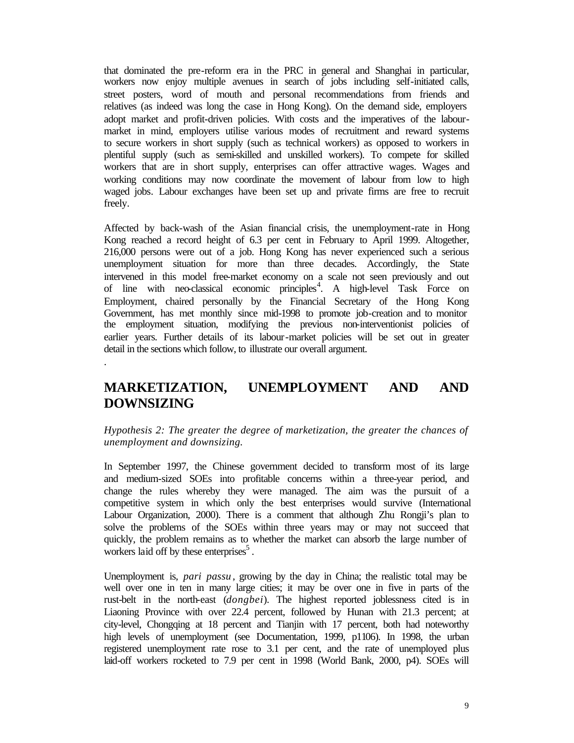that dominated the pre-reform era in the PRC in general and Shanghai in particular, workers now enjoy multiple avenues in search of jobs including self-initiated calls, street posters, word of mouth and personal recommendations from friends and relatives (as indeed was long the case in Hong Kong). On the demand side, employers adopt market and profit-driven policies. With costs and the imperatives of the labour-market in mind, employers utilise various modes of recruitment and reward systems to secure workers in short supply (such as technical workers) as opposed to workers in plentiful supply (such as semi-skilled and unskilled workers). To compete for skilled workers that are in short supply, enterprises can offer attractive wages. Wages and working conditions may now coordinate the movement of labour from low to high waged jobs. Labour exchanges have been set up and private firms are free to recruit freely.

Affected by back-wash of the Asian financial crisis, the unemployment-rate in Hong Kong reached a record height of 6.3 per cent in February to April 1999. Altogether, 216,000 persons were out of a job. Hong Kong has never experienced such a serious unemployment situation for more than three decades. Accordingly, the State intervened in this model free-market economy on a scale not seen previously and out of line with neo-classical economic principles[4]. A high-level Task Force on Employment, chaired personally by the Financial Secretary of the Hong Kong Government, has met monthly since mid-1998 to promote job-creation and to monitor the employment situation, modifying the previous non-interventionist policies of earlier years. Further details of its labour-market policies will be set out in greater detail in the sections which follow, to illustrate our overall argument.

.

## MARKETIZATION, UNEMPLOYMENT AND AND DOWNSIZING

*Hypothesis 2: The greater the degree of marketization, the greater the chances of unemployment and downsizing.*

In September 1997, the Chinese government decided to transform most of its large and medium-sized SOEs into profitable concerns within a three-year period, and change the rules whereby they were managed. The aim was the pursuit of a competitive system in which only the best enterprises would survive (International Labour Organization, 2000). There is a comment that although Zhu Rongji's plan to solve the problems of the SOEs within three years may or may not succeed that quickly, the problem remains as to whether the market can absorb the large number of workers laid off by these enterprises[5].

Unemployment is, *pari passu*, growing by the day in China; the realistic total may be well over one in ten in many large cities; it may be over one in five in parts of the rust-belt in the north-east (*dongbei*). The highest reported joblessness cited is in Liaoning Province with over 22.4 percent, followed by Hunan with 21.3 percent; at city-level, Chongqing at 18 percent and Tianjin with 17 percent, both had noteworthy high levels of unemployment (see Documentation, 1999, p1106). In 1998, the urban registered unemployment rate rose to 3.1 per cent, and the rate of unemployed plus laid-off workers rocketed to 7.9 per cent in 1998 (World Bank, 2000, p4). SOEs will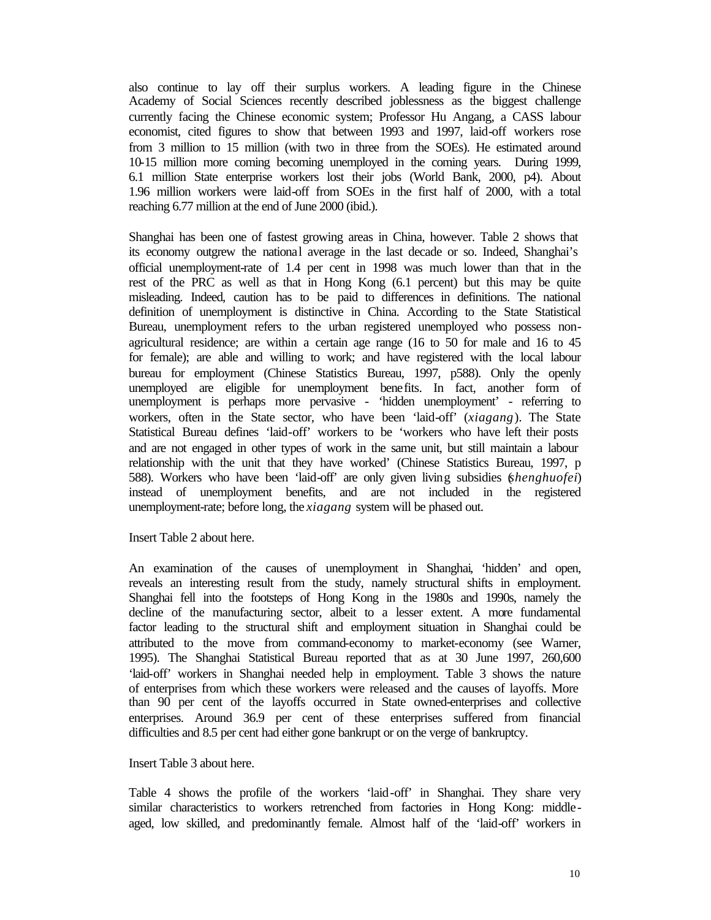also continue to lay off their surplus workers. A leading figure in the Chinese Academy of Social Sciences recently described joblessness as the biggest challenge currently facing the Chinese economic system; Professor Hu Angang, a CASS labour economist, cited figures to show that between 1993 and 1997, laid-off workers rose from 3 million to 15 million (with two in three from the SOEs). He estimated around 10-15 million more coming becoming unemployed in the coming years. During 1999, 6.1 million State enterprise workers lost their jobs (World Bank, 2000, p4). About 1.96 million workers were laid-off from SOEs in the first half of 2000, with a total reaching 6.77 million at the end of June 2000 (ibid.).

Shanghai has been one of fastest growing areas in China, however. Table 2 shows that its economy outgrew the national average in the last decade or so. Indeed, Shanghai's official unemployment-rate of 1.4 per cent in 1998 was much lower than that in the rest of the PRC as well as that in Hong Kong (6.1 percent) but this may be quite misleading. Indeed, caution has to be paid to differences in definitions. The national definition of unemployment is distinctive in China. According to the State Statistical Bureau, unemployment refers to the urban registered unemployed who possess non-agricultural residence; are within a certain age range (16 to 50 for male and 16 to 45 for female); are able and willing to work; and have registered with the local labour bureau for employment (Chinese Statistics Bureau, 1997, p588). Only the openly unemployed are eligible for unemployment benefits. In fact, another form of unemployment is perhaps more pervasive - 'hidden unemployment' - referring to workers, often in the State sector, who have been 'laid-off' (*xiagang*). The State Statistical Bureau defines 'laid-off' workers to be 'workers who have left their posts and are not engaged in other types of work in the same unit, but still maintain a labour relationship with the unit that they have worked' (Chinese Statistics Bureau, 1997, p 588). Workers who have been 'laid-off' are only given living subsidies (*shenghuofei*) instead of unemployment benefits, and are not included in the registered unemployment-rate; before long, the *xiagang* system will be phased out.

Insert Table 2 about here.

An examination of the causes of unemployment in Shanghai, 'hidden' and open, reveals an interesting result from the study, namely structural shifts in employment. Shanghai fell into the footsteps of Hong Kong in the 1980s and 1990s, namely the decline of the manufacturing sector, albeit to a lesser extent. A more fundamental factor leading to the structural shift and employment situation in Shanghai could be attributed to the move from command-economy to market-economy (see Warner, 1995). The Shanghai Statistical Bureau reported that as at 30 June 1997, 260,600 'laid-off' workers in Shanghai needed help in employment. Table 3 shows the nature of enterprises from which these workers were released and the causes of layoffs. More than 90 per cent of the layoffs occurred in State owned-enterprises and collective enterprises. Around 36.9 per cent of these enterprises suffered from financial difficulties and 8.5 per cent had either gone bankrupt or on the verge of bankruptcy.

Insert Table 3 about here.

Table 4 shows the profile of the workers 'laid-off' in Shanghai. They share very similar characteristics to workers retrenched from factories in Hong Kong: middle-aged, low skilled, and predominantly female. Almost half of the 'laid-off' workers in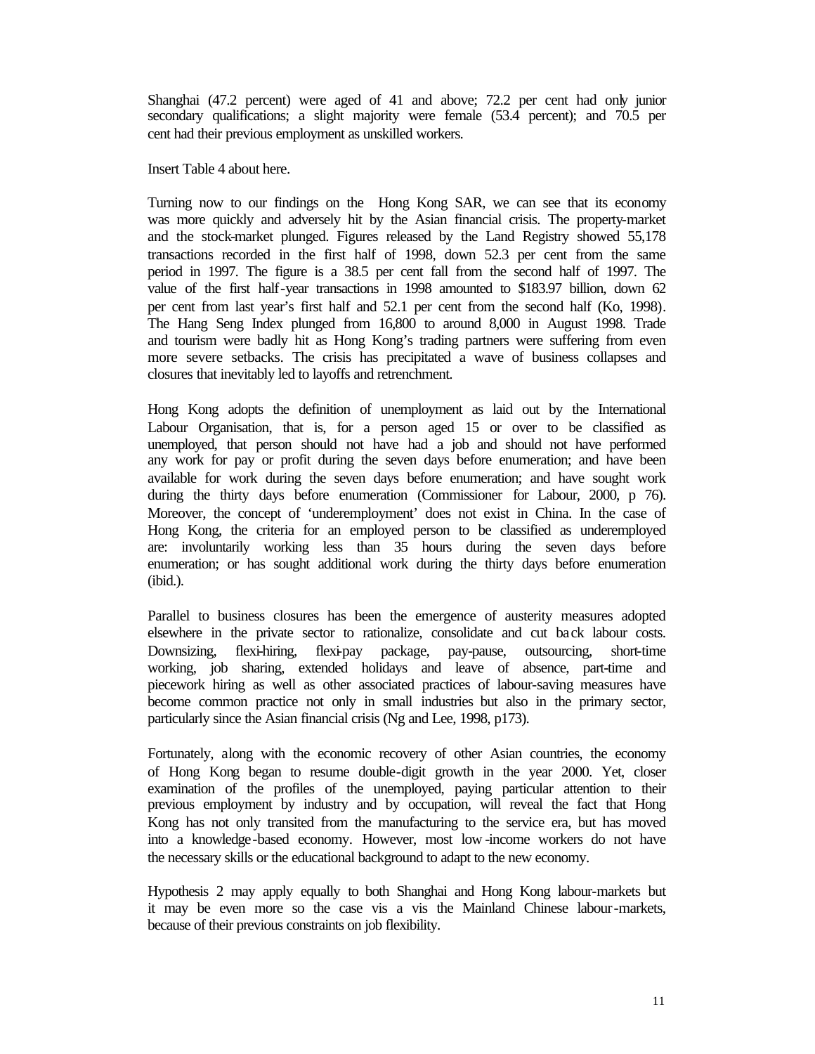Shanghai (47.2 percent) were aged of 41 and above; 72.2 per cent had only junior secondary qualifications; a slight majority were female (53.4 percent); and 70.5 per cent had their previous employment as unskilled workers.

Insert Table 4 about here.

Turning now to our findings on the Hong Kong SAR, we can see that its economy was more quickly and adversely hit by the Asian financial crisis. The property-market and the stock-market plunged. Figures released by the Land Registry showed 55,178 transactions recorded in the first half of 1998, down 52.3 per cent from the same period in 1997. The figure is a 38.5 per cent fall from the second half of 1997. The value of the first half-year transactions in 1998 amounted to $183.97 billion, down 62 per cent from last year's first half and 52.1 per cent from the second half (Ko, 1998). The Hang Seng Index plunged from 16,800 to around 8,000 in August 1998. Trade and tourism were badly hit as Hong Kong's trading partners were suffering from even more severe setbacks. The crisis has precipitated a wave of business collapses and closures that inevitably led to layoffs and retrenchment.

Hong Kong adopts the definition of unemployment as laid out by the International Labour Organisation, that is, for a person aged 15 or over to be classified as unemployed, that person should not have had a job and should not have performed any work for pay or profit during the seven days before enumeration; and have been available for work during the seven days before enumeration; and have sought work during the thirty days before enumeration (Commissioner for Labour, 2000, p 76). Moreover, the concept of 'underemployment' does not exist in China. In the case of Hong Kong, the criteria for an employed person to be classified as underemployed are: involuntarily working less than 35 hours during the seven days before enumeration; or has sought additional work during the thirty days before enumeration (ibid.).

Parallel to business closures has been the emergence of austerity measures adopted elsewhere in the private sector to rationalize, consolidate and cut back labour costs. Downsizing, flexi-hiring, flexi-pay package, pay-pause, outsourcing, short-time working, job sharing, extended holidays and leave of absence, part-time and piecework hiring as well as other associated practices of labour-saving measures have become common practice not only in small industries but also in the primary sector, particularly since the Asian financial crisis (Ng and Lee, 1998, p173).

Fortunately, along with the economic recovery of other Asian countries, the economy of Hong Kong began to resume double-digit growth in the year 2000. Yet, closer examination of the profiles of the unemployed, paying particular attention to their previous employment by industry and by occupation, will reveal the fact that Hong Kong has not only transited from the manufacturing to the service era, but has moved into a knowledge-based economy. However, most low-income workers do not have the necessary skills or the educational background to adapt to the new economy.

Hypothesis 2 may apply equally to both Shanghai and Hong Kong labour-markets but it may be even more so the case vis a vis the Mainland Chinese labour-markets, because of their previous constraints on job flexibility.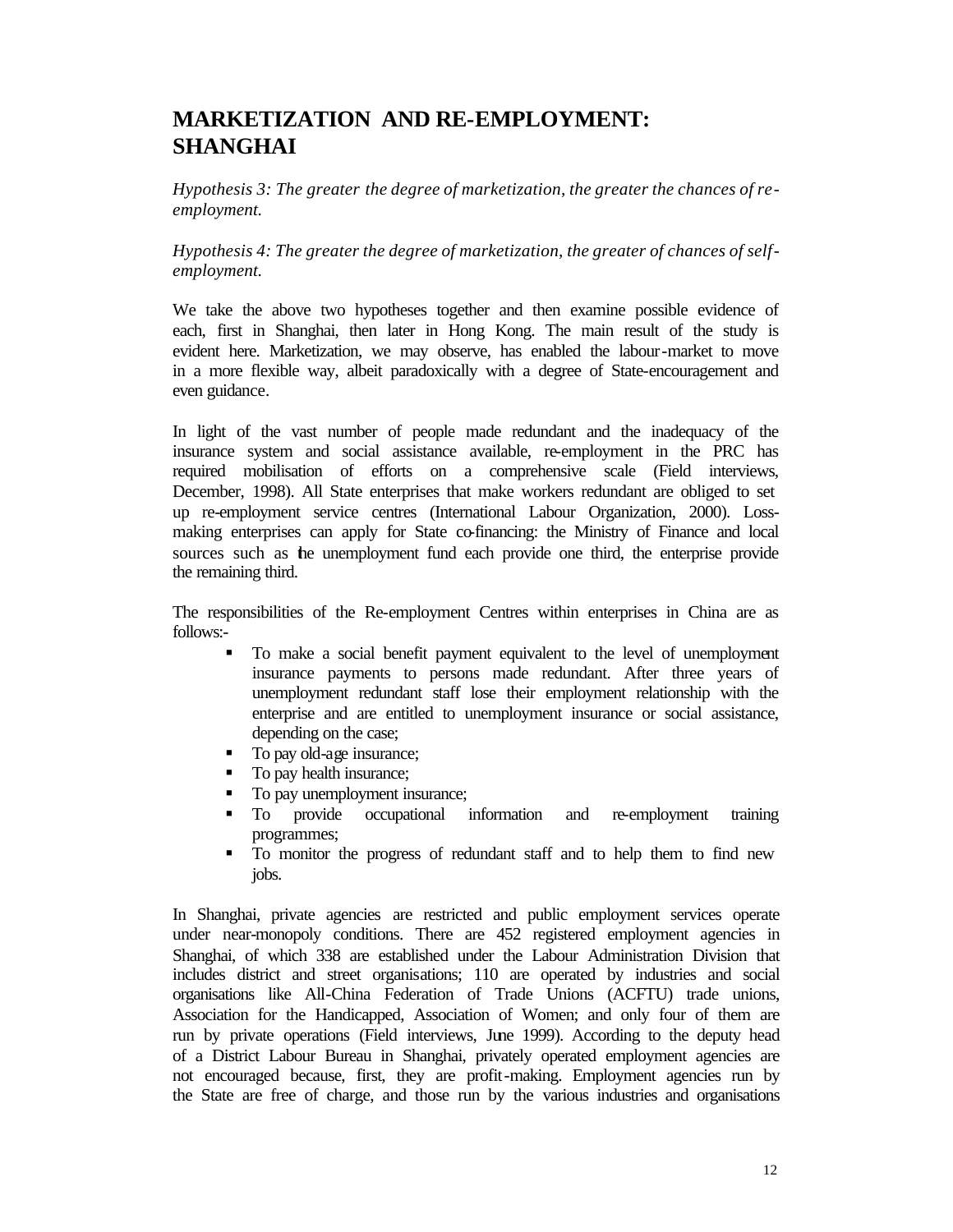# MARKETIZATION AND RE-EMPLOYMENT: SHANGHAI

*Hypothesis 3: The greater the degree of marketization, the greater the chances of re-employment.*

*Hypothesis 4: The greater the degree of marketization, the greater of chances of self-employment.*

We take the above two hypotheses together and then examine possible evidence of each, first in Shanghai, then later in Hong Kong. The main result of the study is evident here. Marketization, we may observe, has enabled the labour-market to move in a more flexible way, albeit paradoxically with a degree of State-encouragement and even guidance.

In light of the vast number of people made redundant and the inadequacy of the insurance system and social assistance available, re-employment in the PRC has required mobilisation of efforts on a comprehensive scale (Field interviews, December, 1998). All State enterprises that make workers redundant are obliged to set up re-employment service centres (International Labour Organization, 2000). Loss-making enterprises can apply for State co-financing: the Ministry of Finance and local sources such as the unemployment fund each provide one third, the enterprise provide the remaining third.

The responsibilities of the Re-employment Centres within enterprises in China are as follows:-

- To make a social benefit payment equivalent to the level of unemployment insurance payments to persons made redundant. After three years of unemployment redundant staff lose their employment relationship with the enterprise and are entitled to unemployment insurance or social assistance, depending on the case;
- To pay old-age insurance;
- To pay health insurance;
- To pay unemployment insurance;
- To provide occupational information and re-employment training programmes;
- To monitor the progress of redundant staff and to help them to find new jobs.

In Shanghai, private agencies are restricted and public employment services operate under near-monopoly conditions. There are 452 registered employment agencies in Shanghai, of which 338 are established under the Labour Administration Division that includes district and street organisations; 110 are operated by industries and social organisations like All-China Federation of Trade Unions (ACFTU) trade unions, Association for the Handicapped, Association of Women; and only four of them are run by private operations (Field interviews, June 1999). According to the deputy head of a District Labour Bureau in Shanghai, privately operated employment agencies are not encouraged because, first, they are profit-making. Employment agencies run by the State are free of charge, and those run by the various industries and organisations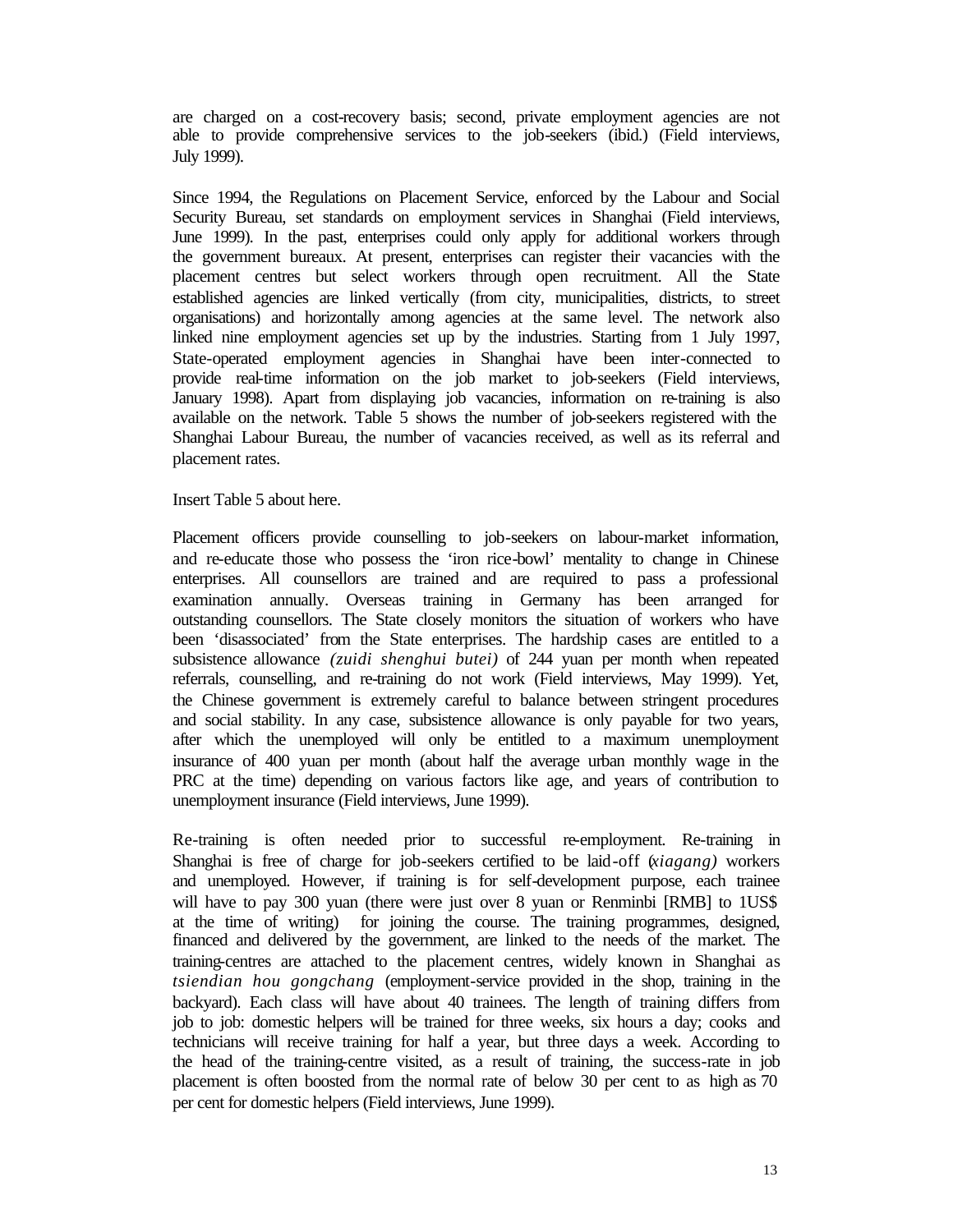are charged on a cost-recovery basis; second, private employment agencies are not able to provide comprehensive services to the job-seekers (ibid.) (Field interviews, July 1999).

Since 1994, the Regulations on Placement Service, enforced by the Labour and Social Security Bureau, set standards on employment services in Shanghai (Field interviews, June 1999). In the past, enterprises could only apply for additional workers through the government bureaux. At present, enterprises can register their vacancies with the placement centres but select workers through open recruitment. All the State established agencies are linked vertically (from city, municipalities, districts, to street organisations) and horizontally among agencies at the same level. The network also linked nine employment agencies set up by the industries. Starting from 1 July 1997, State-operated employment agencies in Shanghai have been inter-connected to provide real-time information on the job market to job-seekers (Field interviews, January 1998). Apart from displaying job vacancies, information on re-training is also available on the network. Table 5 shows the number of job-seekers registered with the Shanghai Labour Bureau, the number of vacancies received, as well as its referral and placement rates.

Insert Table 5 about here.

Placement officers provide counselling to job-seekers on labour-market information, and re-educate those who possess the 'iron rice-bowl' mentality to change in Chinese enterprises. All counsellors are trained and are required to pass a professional examination annually. Overseas training in Germany has been arranged for outstanding counsellors. The State closely monitors the situation of workers who have been 'disassociated' from the State enterprises. The hardship cases are entitled to a subsistence allowance *(zuidi shenghui butei)* of 244 yuan per month when repeated referrals, counselling, and re-training do not work (Field interviews, May 1999). Yet, the Chinese government is extremely careful to balance between stringent procedures and social stability. In any case, subsistence allowance is only payable for two years, after which the unemployed will only be entitled to a maximum unemployment insurance of 400 yuan per month (about half the average urban monthly wage in the PRC at the time) depending on various factors like age, and years of contribution to unemployment insurance (Field interviews, June 1999).

Re-training is often needed prior to successful re-employment. Re-training in Shanghai is free of charge for job-seekers certified to be laid-off (*xiagang)* workers and unemployed. However, if training is for self-development purpose, each trainee will have to pay 300 yuan (there were just over 8 yuan or Renminbi [RMB] to 1US$ at the time of writing) for joining the course. The training programmes, designed, financed and delivered by the government, are linked to the needs of the market. The training-centres are attached to the placement centres, widely known in Shanghai as *tsiendian hou gongchang* (employment-service provided in the shop, training in the backyard). Each class will have about 40 trainees. The length of training differs from job to job: domestic helpers will be trained for three weeks, six hours a day; cooks and technicians will receive training for half a year, but three days a week. According to the head of the training-centre visited, as a result of training, the success-rate in job placement is often boosted from the normal rate of below 30 per cent to as high as 70 per cent for domestic helpers (Field interviews, June 1999).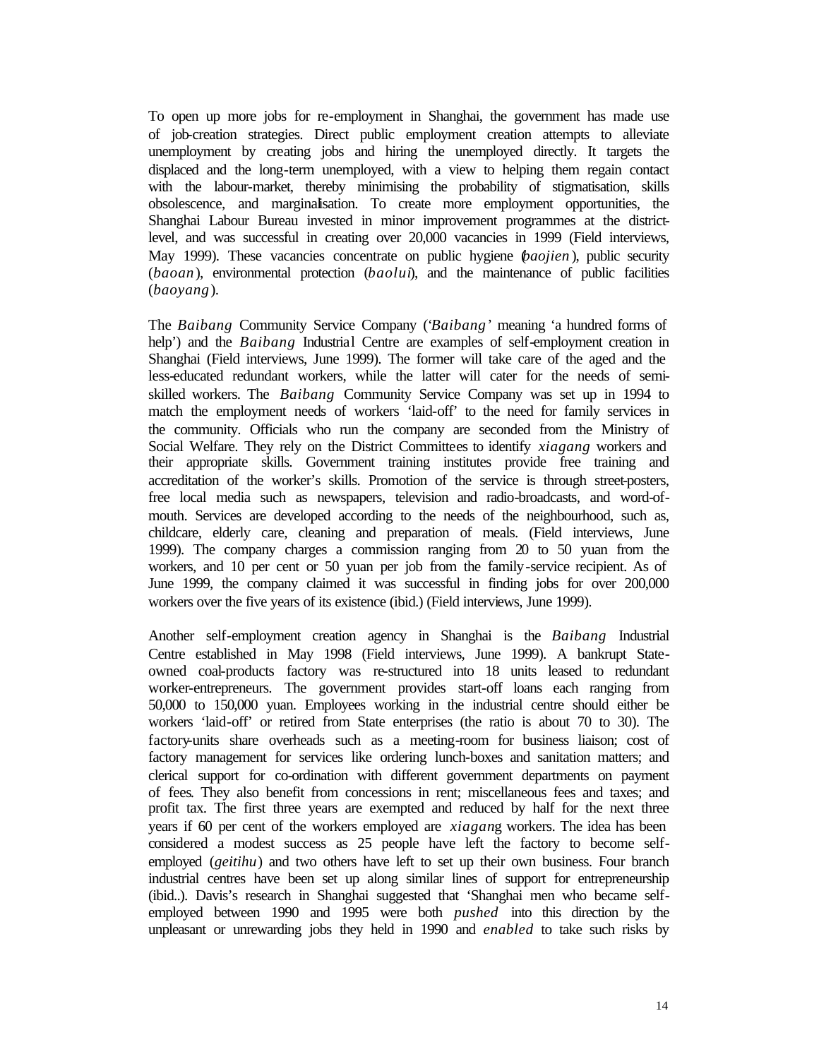To open up more jobs for re-employment in Shanghai, the government has made use of job-creation strategies. Direct public employment creation attempts to alleviate unemployment by creating jobs and hiring the unemployed directly. It targets the displaced and the long-term unemployed, with a view to helping them regain contact with the labour-market, thereby minimising the probability of stigmatisation, skills obsolescence, and marginalisation. To create more employment opportunities, the Shanghai Labour Bureau invested in minor improvement programmes at the district-level, and was successful in creating over 20,000 vacancies in 1999 (Field interviews, May 1999). These vacancies concentrate on public hygiene (*baojien*), public security (*baoan*), environmental protection (*baolui*), and the maintenance of public facilities (*baoyang*).

The *Baibang* Community Service Company ('*Baibang*' meaning 'a hundred forms of help') and the *Baibang* Industrial Centre are examples of self-employment creation in Shanghai (Field interviews, June 1999). The former will take care of the aged and the less-educated redundant workers, while the latter will cater for the needs of semi-skilled workers. The *Baibang* Community Service Company was set up in 1994 to match the employment needs of workers 'laid-off' to the need for family services in the community. Officials who run the company are seconded from the Ministry of Social Welfare. They rely on the District Committees to identify *xiagang* workers and their appropriate skills. Government training institutes provide free training and accreditation of the worker's skills. Promotion of the service is through street-posters, free local media such as newspapers, television and radio-broadcasts, and word-of-mouth. Services are developed according to the needs of the neighbourhood, such as, childcare, elderly care, cleaning and preparation of meals. (Field interviews, June 1999). The company charges a commission ranging from 20 to 50 yuan from the workers, and 10 per cent or 50 yuan per job from the family-service recipient. As of June 1999, the company claimed it was successful in finding jobs for over 200,000 workers over the five years of its existence (ibid.) (Field interviews, June 1999).

Another self-employment creation agency in Shanghai is the *Baibang* Industrial Centre established in May 1998 (Field interviews, June 1999). A bankrupt State-owned coal-products factory was re-structured into 18 units leased to redundant worker-entrepreneurs. The government provides start-off loans each ranging from 50,000 to 150,000 yuan. Employees working in the industrial centre should either be workers 'laid-off' or retired from State enterprises (the ratio is about 70 to 30). The factory-units share overheads such as a meeting-room for business liaison; cost of factory management for services like ordering lunch-boxes and sanitation matters; and clerical support for co-ordination with different government departments on payment of fees. They also benefit from concessions in rent; miscellaneous fees and taxes; and profit tax. The first three years are exempted and reduced by half for the next three years if 60 per cent of the workers employed are *xiagang* workers. The idea has been considered a modest success as 25 people have left the factory to become self-employed (*geitihu*) and two others have left to set up their own business. Four branch industrial centres have been set up along similar lines of support for entrepreneurship (ibid..). Davis's research in Shanghai suggested that 'Shanghai men who became self-employed between 1990 and 1995 were both *pushed* into this direction by the unpleasant or unrewarding jobs they held in 1990 and *enabled* to take such risks by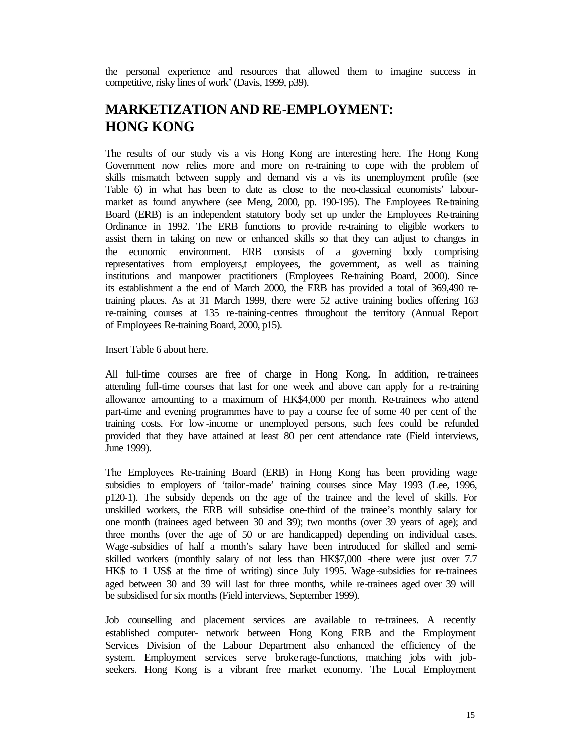the personal experience and resources that allowed them to imagine success in competitive, risky lines of work' (Davis, 1999, p39).

## MARKETIZATION AND RE-EMPLOYMENT: HONG KONG

The results of our study vis a vis Hong Kong are interesting here. The Hong Kong Government now relies more and more on re-training to cope with the problem of skills mismatch between supply and demand vis a vis its unemployment profile (see Table 6) in what has been to date as close to the neo-classical economists' labour-market as found anywhere (see Meng, 2000, pp. 190-195). The Employees Re-training Board (ERB) is an independent statutory body set up under the Employees Re-training Ordinance in 1992. The ERB functions to provide re-training to eligible workers to assist them in taking on new or enhanced skills so that they can adjust to changes in the economic environment. ERB consists of a governing body comprising representatives from employers,t employees, the government, as well as training institutions and manpower practitioners (Employees Re-training Board, 2000). Since its establishment a the end of March 2000, the ERB has provided a total of 369,490 re-training places. As at 31 March 1999, there were 52 active training bodies offering 163 re-training courses at 135 re-training-centres throughout the territory (Annual Report of Employees Re-training Board, 2000, p15).

Insert Table 6 about here.

All full-time courses are free of charge in Hong Kong. In addition, re-trainees attending full-time courses that last for one week and above can apply for a re-training allowance amounting to a maximum of HK$4,000 per month. Re-trainees who attend part-time and evening programmes have to pay a course fee of some 40 per cent of the training costs. For low-income or unemployed persons, such fees could be refunded provided that they have attained at least 80 per cent attendance rate (Field interviews, June 1999).

The Employees Re-training Board (ERB) in Hong Kong has been providing wage subsidies to employers of 'tailor-made' training courses since May 1993 (Lee, 1996, p120-1). The subsidy depends on the age of the trainee and the level of skills. For unskilled workers, the ERB will subsidise one-third of the trainee's monthly salary for one month (trainees aged between 30 and 39); two months (over 39 years of age); and three months (over the age of 50 or are handicapped) depending on individual cases. Wage-subsidies of half a month's salary have been introduced for skilled and semi-skilled workers (monthly salary of not less than HK$7,000 -there were just over 7.7 HK$ to 1 US$ at the time of writing) since July 1995. Wage-subsidies for re-trainees aged between 30 and 39 will last for three months, while re-trainees aged over 39 will be subsidised for six months (Field interviews, September 1999).

Job counselling and placement services are available to re-trainees. A recently established computer- network between Hong Kong ERB and the Employment Services Division of the Labour Department also enhanced the efficiency of the system. Employment services serve brokerage-functions, matching jobs with job-seekers. Hong Kong is a vibrant free market economy. The Local Employment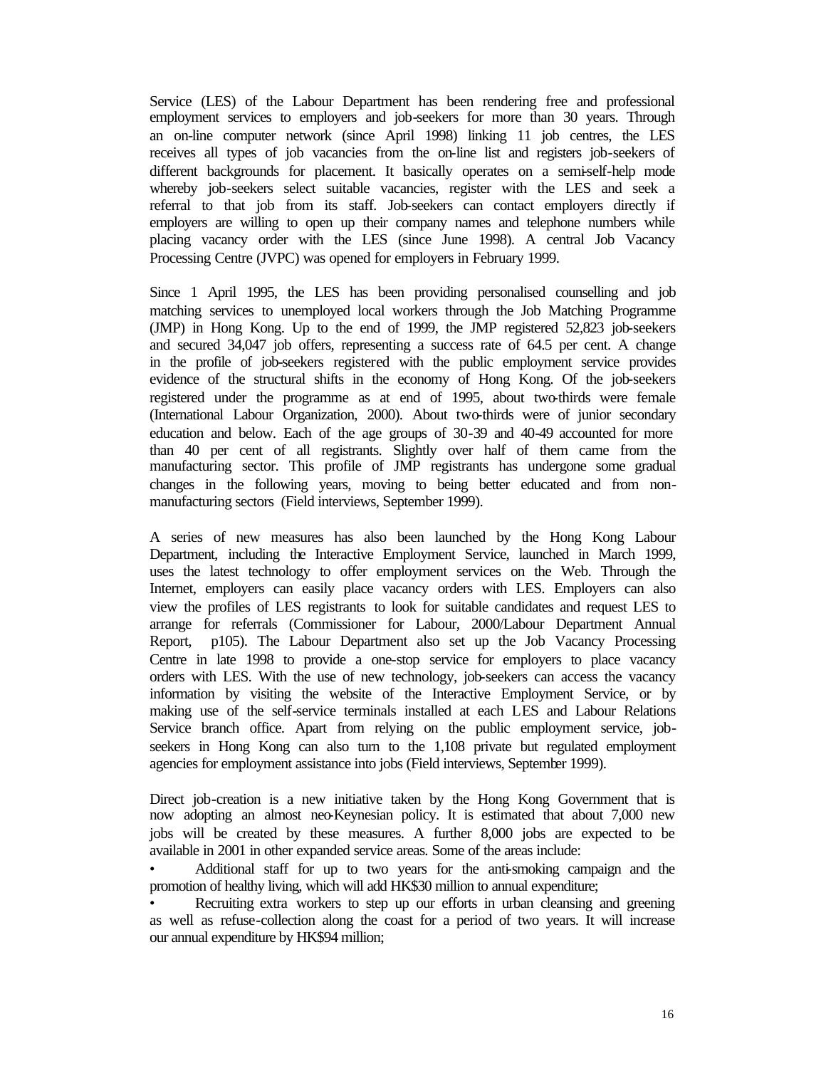Service (LES) of the Labour Department has been rendering free and professional employment services to employers and job-seekers for more than 30 years. Through an on-line computer network (since April 1998) linking 11 job centres, the LES receives all types of job vacancies from the on-line list and registers job-seekers of different backgrounds for placement. It basically operates on a semi-self-help mode whereby job-seekers select suitable vacancies, register with the LES and seek a referral to that job from its staff. Job-seekers can contact employers directly if employers are willing to open up their company names and telephone numbers while placing vacancy order with the LES (since June 1998). A central Job Vacancy Processing Centre (JVPC) was opened for employers in February 1999.

Since 1 April 1995, the LES has been providing personalised counselling and job matching services to unemployed local workers through the Job Matching Programme (JMP) in Hong Kong. Up to the end of 1999, the JMP registered 52,823 job-seekers and secured 34,047 job offers, representing a success rate of 64.5 per cent. A change in the profile of job-seekers registered with the public employment service provides evidence of the structural shifts in the economy of Hong Kong. Of the job-seekers registered under the programme as at end of 1995, about two-thirds were female (International Labour Organization, 2000). About two-thirds were of junior secondary education and below. Each of the age groups of 30-39 and 40-49 accounted for more than 40 per cent of all registrants. Slightly over half of them came from the manufacturing sector. This profile of JMP registrants has undergone some gradual changes in the following years, moving to being better educated and from non-manufacturing sectors (Field interviews, September 1999).

A series of new measures has also been launched by the Hong Kong Labour Department, including the Interactive Employment Service, launched in March 1999, uses the latest technology to offer employment services on the Web. Through the Internet, employers can easily place vacancy orders with LES. Employers can also view the profiles of LES registrants to look for suitable candidates and request LES to arrange for referrals (Commissioner for Labour, 2000/Labour Department Annual Report, p105). The Labour Department also set up the Job Vacancy Processing Centre in late 1998 to provide a one-stop service for employers to place vacancy orders with LES. With the use of new technology, job-seekers can access the vacancy information by visiting the website of the Interactive Employment Service, or by making use of the self-service terminals installed at each LES and Labour Relations Service branch office. Apart from relying on the public employment service, job-seekers in Hong Kong can also turn to the 1,108 private but regulated employment agencies for employment assistance into jobs (Field interviews, September 1999).

Direct job-creation is a new initiative taken by the Hong Kong Government that is now adopting an almost neo-Keynesian policy. It is estimated that about 7,000 new jobs will be created by these measures. A further 8,000 jobs are expected to be available in 2001 in other expanded service areas. Some of the areas include:

- Additional staff for up to two years for the anti-smoking campaign and the promotion of healthy living, which will add HK$30 million to annual expenditure;
- Recruiting extra workers to step up our efforts in urban cleansing and greening as well as refuse-collection along the coast for a period of two years. It will increase our annual expenditure by HK$94 million;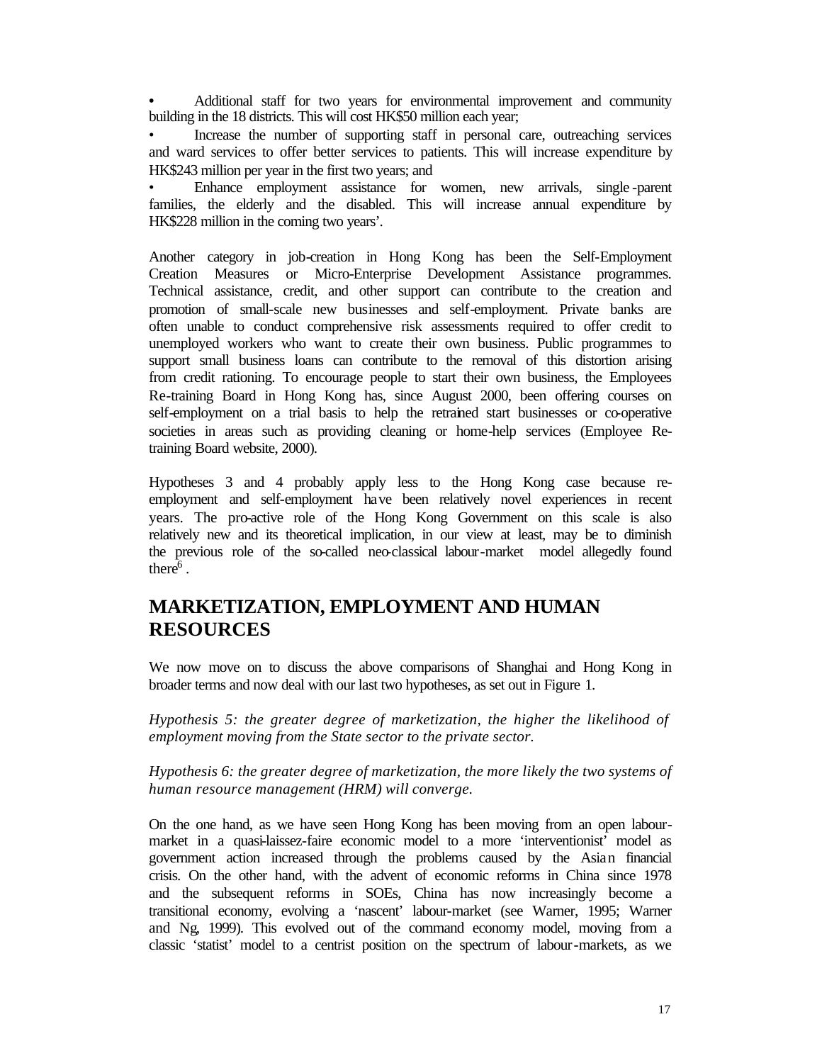- Additional staff for two years for environmental improvement and community building in the 18 districts. This will cost HK$50 million each year;
- Increase the number of supporting staff in personal care, outreaching services and ward services to offer better services to patients. This will increase expenditure by HK$243 million per year in the first two years; and
- Enhance employment assistance for women, new arrivals, single-parent families, the elderly and the disabled. This will increase annual expenditure by HK$228 million in the coming two years'.

Another category in job-creation in Hong Kong has been the Self-Employment Creation Measures or Micro-Enterprise Development Assistance programmes. Technical assistance, credit, and other support can contribute to the creation and promotion of small-scale new businesses and self-employment. Private banks are often unable to conduct comprehensive risk assessments required to offer credit to unemployed workers who want to create their own business. Public programmes to support small business loans can contribute to the removal of this distortion arising from credit rationing. To encourage people to start their own business, the Employees Re-training Board in Hong Kong has, since August 2000, been offering courses on self-employment on a trial basis to help the retrained start businesses or co-operative societies in areas such as providing cleaning or home-help services (Employee Re-training Board website, 2000).

Hypotheses 3 and 4 probably apply less to the Hong Kong case because re-employment and self-employment have been relatively novel experiences in recent years. The pro-active role of the Hong Kong Government on this scale is also relatively new and its theoretical implication, in our view at least, may be to diminish the previous role of the so-called neo-classical labour-market model allegedly found there[6].

## MARKETIZATION, EMPLOYMENT AND HUMAN RESOURCES

We now move on to discuss the above comparisons of Shanghai and Hong Kong in broader terms and now deal with our last two hypotheses, as set out in Figure 1.

*Hypothesis 5: the greater degree of marketization, the higher the likelihood of employment moving from the State sector to the private sector.*

*Hypothesis 6: the greater degree of marketization, the more likely the two systems of human resource management (HRM) will converge.*

On the one hand, as we have seen Hong Kong has been moving from an open labour-market in a quasi-laissez-faire economic model to a more 'interventionist' model as government action increased through the problems caused by the Asian financial crisis. On the other hand, with the advent of economic reforms in China since 1978 and the subsequent reforms in SOEs, China has now increasingly become a transitional economy, evolving a 'nascent' labour-market (see Warner, 1995; Warner and Ng, 1999). This evolved out of the command economy model, moving from a classic 'statist' model to a centrist position on the spectrum of labour-markets, as we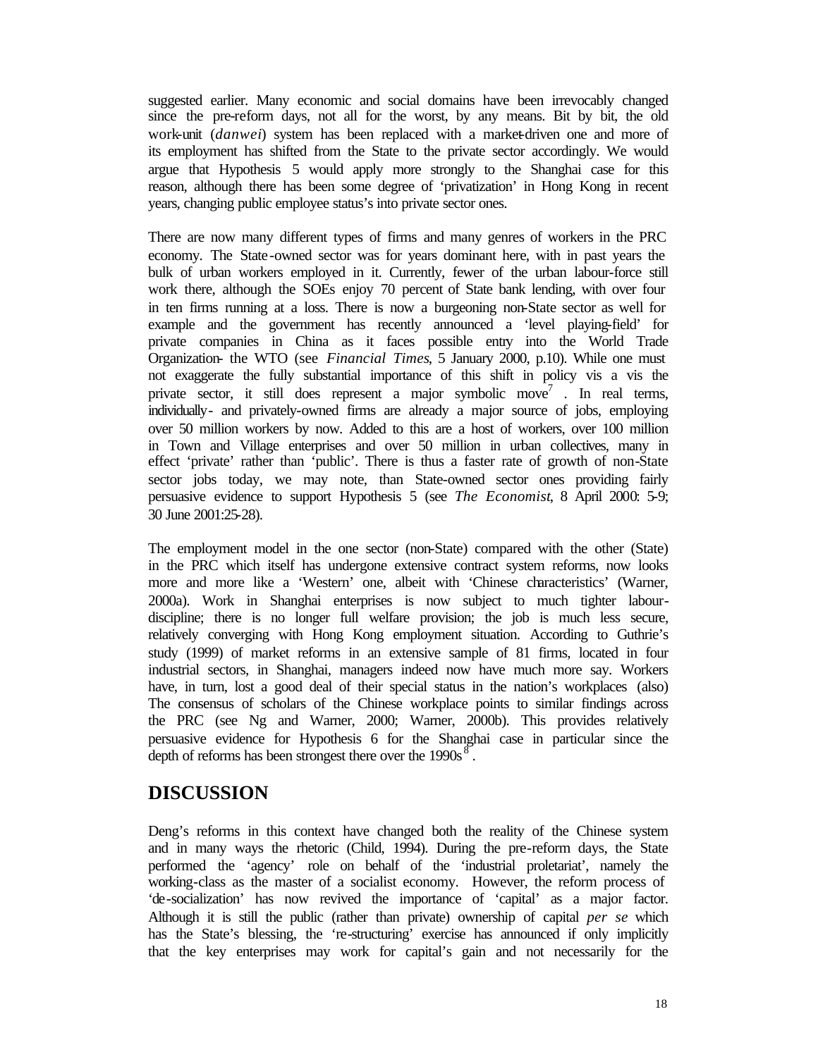suggested earlier. Many economic and social domains have been irrevocably changed since the pre-reform days, not all for the worst, by any means. Bit by bit, the old work-unit (*danwei*) system has been replaced with a market-driven one and more of its employment has shifted from the State to the private sector accordingly. We would argue that Hypothesis 5 would apply more strongly to the Shanghai case for this reason, although there has been some degree of 'privatization' in Hong Kong in recent years, changing public employee status's into private sector ones.

There are now many different types of firms and many genres of workers in the PRC economy. The State-owned sector was for years dominant here, with in past years the bulk of urban workers employed in it. Currently, fewer of the urban labour-force still work there, although the SOEs enjoy 70 percent of State bank lending, with over four in ten firms running at a loss. There is now a burgeoning non-State sector as well for example and the government has recently announced a 'level playing-field' for private companies in China as it faces possible entry into the World Trade Organization- the WTO (see *Financial Times*, 5 January 2000, p.10). While one must not exaggerate the fully substantial importance of this shift in policy vis a vis the private sector, it still does represent a major symbolic move[7] . In real terms, individually- and privately-owned firms are already a major source of jobs, employing over 50 million workers by now. Added to this are a host of workers, over 100 million in Town and Village enterprises and over 50 million in urban collectives, many in effect 'private' rather than 'public'. There is thus a faster rate of growth of non-State sector jobs today, we may note, than State-owned sector ones providing fairly persuasive evidence to support Hypothesis 5 (see *The Economist*, 8 April 2000: 5-9; 30 June 2001:25-28).

The employment model in the one sector (non-State) compared with the other (State) in the PRC which itself has undergone extensive contract system reforms, now looks more and more like a 'Western' one, albeit with 'Chinese characteristics' (Warner, 2000a). Work in Shanghai enterprises is now subject to much tighter labour-discipline; there is no longer full welfare provision; the job is much less secure, relatively converging with Hong Kong employment situation. According to Guthrie's study (1999) of market reforms in an extensive sample of 81 firms, located in four industrial sectors, in Shanghai, managers indeed now have much more say. Workers have, in turn, lost a good deal of their special status in the nation's workplaces (also) The consensus of scholars of the Chinese workplace points to similar findings across the PRC (see Ng and Warner, 2000; Warner, 2000b). This provides relatively persuasive evidence for Hypothesis 6 for the Shanghai case in particular since the depth of reforms has been strongest there over the 1990s[8] .

## DISCUSSION

Deng's reforms in this context have changed both the reality of the Chinese system and in many ways the rhetoric (Child, 1994). During the pre-reform days, the State performed the 'agency' role on behalf of the 'industrial proletariat', namely the working-class as the master of a socialist economy. However, the reform process of 'de-socialization' has now revived the importance of 'capital' as a major factor. Although it is still the public (rather than private) ownership of capital *per se* which has the State's blessing, the 're-structuring' exercise has announced if only implicitly that the key enterprises may work for capital's gain and not necessarily for the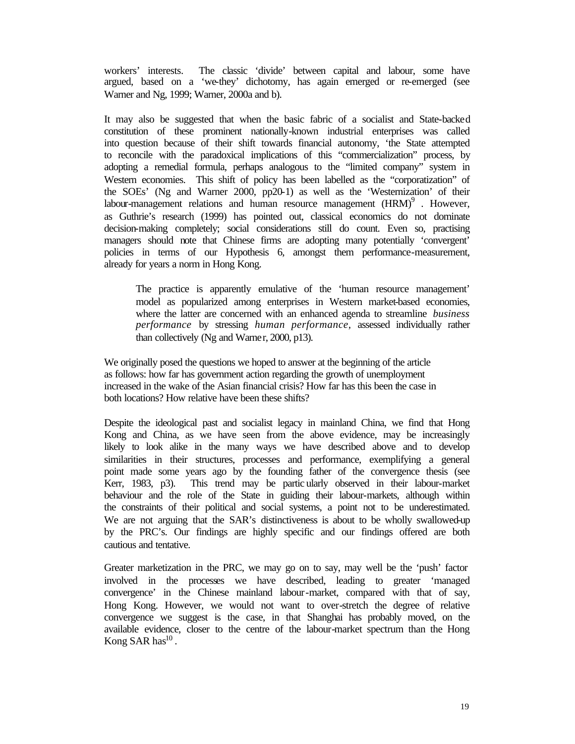workers' interests. The classic 'divide' between capital and labour, some have argued, based on a 'we-they' dichotomy, has again emerged or re-emerged (see Warner and Ng, 1999; Warner, 2000a and b).

It may also be suggested that when the basic fabric of a socialist and State-backed constitution of these prominent nationally-known industrial enterprises was called into question because of their shift towards financial autonomy, 'the State attempted to reconcile with the paradoxical implications of this "commercialization" process, by adopting a remedial formula, perhaps analogous to the "limited company" system in Western economies. This shift of policy has been labelled as the "corporatization" of the SOEs' (Ng and Warner 2000, pp20-1) as well as the 'Westernization' of their labour-management relations and human resource management (HRM)[9]. However, as Guthrie's research (1999) has pointed out, classical economics do not dominate decision-making completely; social considerations still do count. Even so, practising managers should note that Chinese firms are adopting many potentially 'convergent' policies in terms of our Hypothesis 6, amongst them performance-measurement, already for years a norm in Hong Kong.

> The practice is apparently emulative of the 'human resource management' model as popularized among enterprises in Western market-based economies, where the latter are concerned with an enhanced agenda to streamline *business performance* by stressing *human performance*, assessed individually rather than collectively (Ng and Warner, 2000, p13).

We originally posed the questions we hoped to answer at the beginning of the article as follows: how far has government action regarding the growth of unemployment increased in the wake of the Asian financial crisis? How far has this been the case in both locations? How relative have been these shifts?

Despite the ideological past and socialist legacy in mainland China, we find that Hong Kong and China, as we have seen from the above evidence, may be increasingly likely to look alike in the many ways we have described above and to develop similarities in their structures, processes and performance, exemplifying a general point made some years ago by the founding father of the convergence thesis (see Kerr, 1983, p3). This trend may be particularly observed in their labour-market behaviour and the role of the State in guiding their labour-markets, although within the constraints of their political and social systems, a point not to be underestimated. We are not arguing that the SAR's distinctiveness is about to be wholly swallowed-up by the PRC's. Our findings are highly specific and our findings offered are both cautious and tentative.

Greater marketization in the PRC, we may go on to say, may well be the 'push' factor involved in the processes we have described, leading to greater 'managed convergence' in the Chinese mainland labour-market, compared with that of say, Hong Kong. However, we would not want to over-stretch the degree of relative convergence we suggest is the case, in that Shanghai has probably moved, on the available evidence, closer to the centre of the labour-market spectrum than the Hong Kong SAR has[10].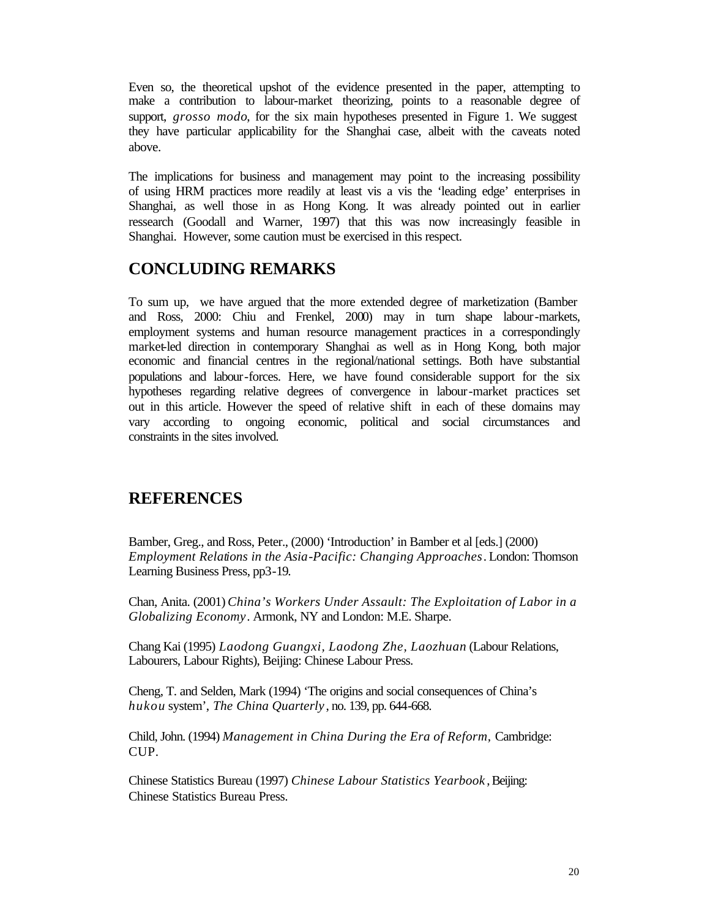Even so, the theoretical upshot of the evidence presented in the paper, attempting to make a contribution to labour-market theorizing, points to a reasonable degree of support, *grosso modo*, for the six main hypotheses presented in Figure 1. We suggest they have particular applicability for the Shanghai case, albeit with the caveats noted above.

The implications for business and management may point to the increasing possibility of using HRM practices more readily at least vis a vis the 'leading edge' enterprises in Shanghai, as well those in as Hong Kong. It was already pointed out in earlier ressearch (Goodall and Warner, 1997) that this was now increasingly feasible in Shanghai. However, some caution must be exercised in this respect.

## CONCLUDING REMARKS

To sum up, we have argued that the more extended degree of marketization (Bamber and Ross, 2000: Chiu and Frenkel, 2000) may in turn shape labour-markets, employment systems and human resource management practices in a correspondingly market-led direction in contemporary Shanghai as well as in Hong Kong, both major economic and financial centres in the regional/national settings. Both have substantial populations and labour-forces. Here, we have found considerable support for the six hypotheses regarding relative degrees of convergence in labour-market practices set out in this article. However the speed of relative shift in each of these domains may vary according to ongoing economic, political and social circumstances and constraints in the sites involved.

## REFERENCES

Bamber, Greg., and Ross, Peter., (2000) 'Introduction' in Bamber et al [eds.] (2000) *Employment Relations in the Asia-Pacific: Changing Approaches*. London: Thomson Learning Business Press, pp3-19.

Chan, Anita. (2001) *China's Workers Under Assault: The Exploitation of Labor in a Globalizing Economy*. Armonk, NY and London: M.E. Sharpe.

Chang Kai (1995) *Laodong Guangxi, Laodong Zhe, Laozhuan* (Labour Relations, Labourers, Labour Rights), Beijing: Chinese Labour Press.

Cheng, T. and Selden, Mark (1994) 'The origins and social consequences of China's *hukou* system', *The China Quarterly*, no. 139, pp. 644-668.

Child, John. (1994) *Management in China During the Era of Reform*, Cambridge: CUP.

Chinese Statistics Bureau (1997) *Chinese Labour Statistics Yearbook*, Beijing: Chinese Statistics Bureau Press.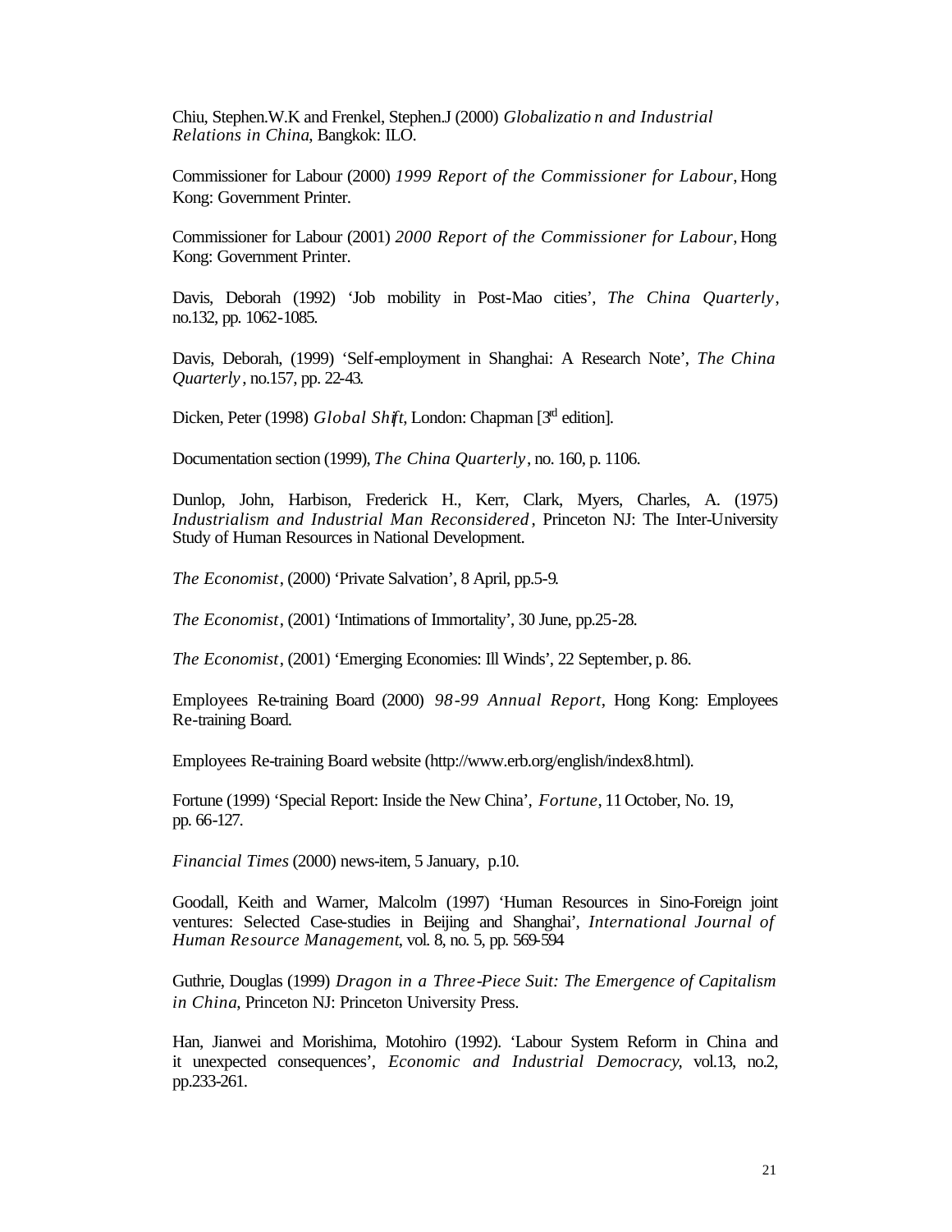Chiu, Stephen.W.K and Frenkel, Stephen.J (2000) *Globalization and Industrial Relations in China*, Bangkok: ILO.

Commissioner for Labour (2000) *1999 Report of the Commissioner for Labour*, Hong Kong: Government Printer.

Commissioner for Labour (2001) *2000 Report of the Commissioner for Labour*, Hong Kong: Government Printer.

Davis, Deborah (1992) 'Job mobility in Post-Mao cities', *The China Quarterly*, no.132, pp. 1062-1085.

Davis, Deborah, (1999) 'Self-employment in Shanghai: A Research Note', *The China Quarterly*, no.157, pp. 22-43.

Dicken, Peter (1998) *Global Shift*, London: Chapman [3rd edition].

Documentation section (1999), *The China Quarterly*, no. 160, p. 1106.

Dunlop, John, Harbison, Frederick H., Kerr, Clark, Myers, Charles, A. (1975) *Industrialism and Industrial Man Reconsidered*, Princeton NJ: The Inter-University Study of Human Resources in National Development.

*The Economist*, (2000) 'Private Salvation', 8 April, pp.5-9.

*The Economist*, (2001) 'Intimations of Immortality', 30 June, pp.25-28.

*The Economist*, (2001) 'Emerging Economies: Ill Winds', 22 September, p. 86.

Employees Re-training Board (2000) *98-99 Annual Report*, Hong Kong: Employees Re-training Board.

Employees Re-training Board website (http://www.erb.org/english/index8.html).

Fortune (1999) 'Special Report: Inside the New China', *Fortune*, 11 October, No. 19, pp. 66-127.

*Financial Times* (2000) news-item, 5 January, p.10.

Goodall, Keith and Warner, Malcolm (1997) 'Human Resources in Sino-Foreign joint ventures: Selected Case-studies in Beijing and Shanghai', *International Journal of Human Resource Management*, vol. 8, no. 5, pp. 569-594

Guthrie, Douglas (1999) *Dragon in a Three-Piece Suit: The Emergence of Capitalism in China*, Princeton NJ: Princeton University Press.

Han, Jianwei and Morishima, Motohiro (1992). 'Labour System Reform in China and it unexpected consequences', *Economic and Industrial Democracy*, vol.13, no.2, pp.233-261.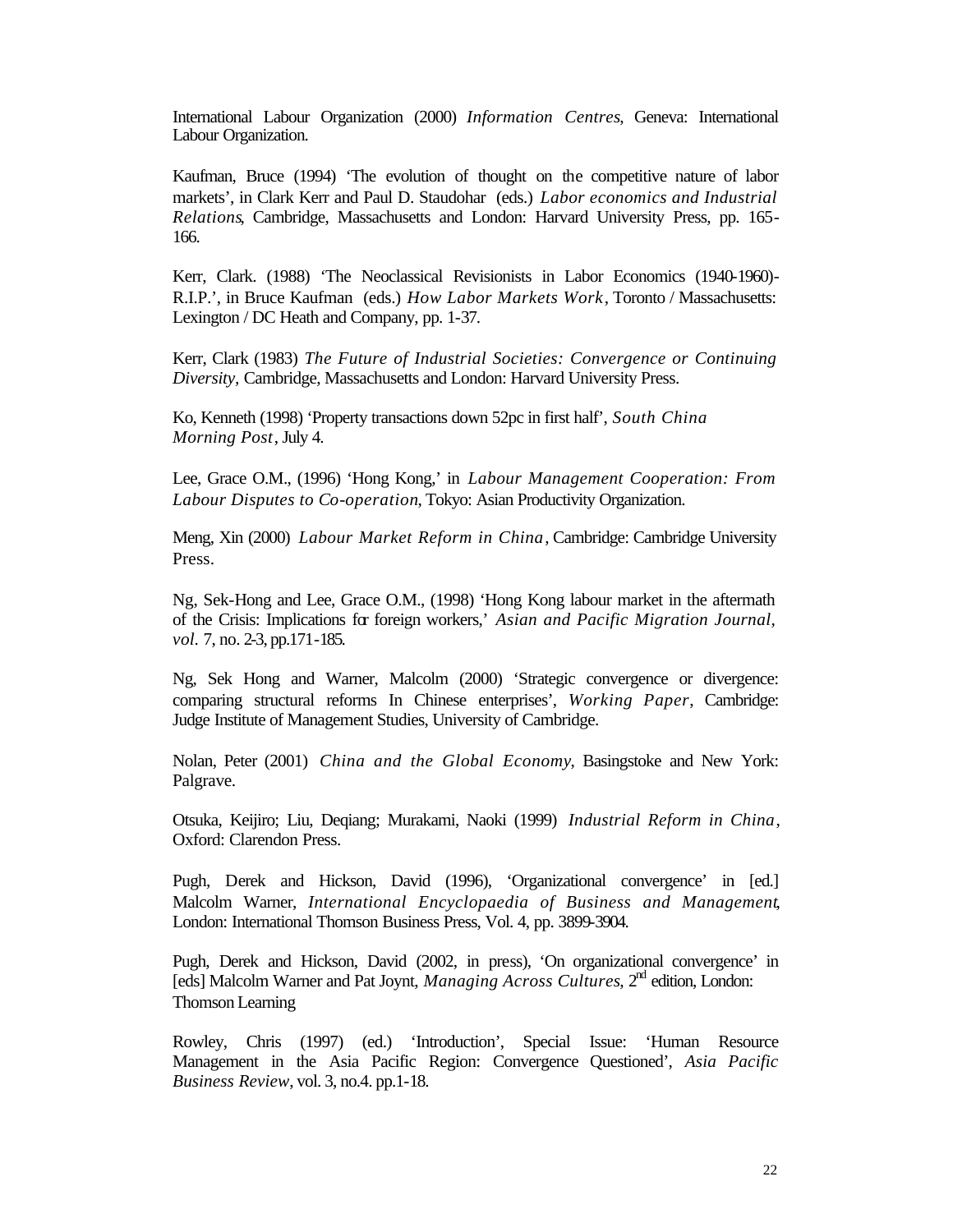International Labour Organization (2000) *Information Centres*, Geneva: International Labour Organization.

Kaufman, Bruce (1994) 'The evolution of thought on the competitive nature of labor markets', in Clark Kerr and Paul D. Staudohar (eds.) *Labor economics and Industrial Relations*, Cambridge, Massachusetts and London: Harvard University Press, pp. 165-166.

Kerr, Clark. (1988) 'The Neoclassical Revisionists in Labor Economics (1940-1960)- R.I.P.', in Bruce Kaufman (eds.) *How Labor Markets Work*, Toronto / Massachusetts: Lexington / DC Heath and Company, pp. 1-37.

Kerr, Clark (1983) *The Future of Industrial Societies: Convergence or Continuing Diversity*, Cambridge, Massachusetts and London: Harvard University Press.

Ko, Kenneth (1998) 'Property transactions down 52pc in first half', *South China Morning Post*, July 4.

Lee, Grace O.M., (1996) 'Hong Kong,' in *Labour Management Cooperation: From Labour Disputes to Co-operation*, Tokyo: Asian Productivity Organization.

Meng, Xin (2000) *Labour Market Reform in China*, Cambridge: Cambridge University Press.

Ng, Sek-Hong and Lee, Grace O.M., (1998) 'Hong Kong labour market in the aftermath of the Crisis: Implications for foreign workers,' *Asian and Pacific Migration Journal, vol.* 7, no. 2-3, pp.171-185.

Ng, Sek Hong and Warner, Malcolm (2000) 'Strategic convergence or divergence: comparing structural reforms In Chinese enterprises', *Working Paper*, Cambridge: Judge Institute of Management Studies, University of Cambridge.

Nolan, Peter (2001) *China and the Global Economy*, Basingstoke and New York: Palgrave.

Otsuka, Keijiro; Liu, Deqiang; Murakami, Naoki (1999) *Industrial Reform in China*, Oxford: Clarendon Press.

Pugh, Derek and Hickson, David (1996), 'Organizational convergence' in [ed.] Malcolm Warner, *International Encyclopaedia of Business and Management*, London: International Thomson Business Press, Vol. 4, pp. 3899-3904.

Pugh, Derek and Hickson, David (2002, in press), 'On organizational convergence' in [eds] Malcolm Warner and Pat Joynt, *Managing Across Cultures*, 2nd edition, London: Thomson Learning

Rowley, Chris (1997) (ed.) 'Introduction', Special Issue: 'Human Resource Management in the Asia Pacific Region: Convergence Questioned', *Asia Pacific Business Review*, vol. 3, no.4. pp.1-18.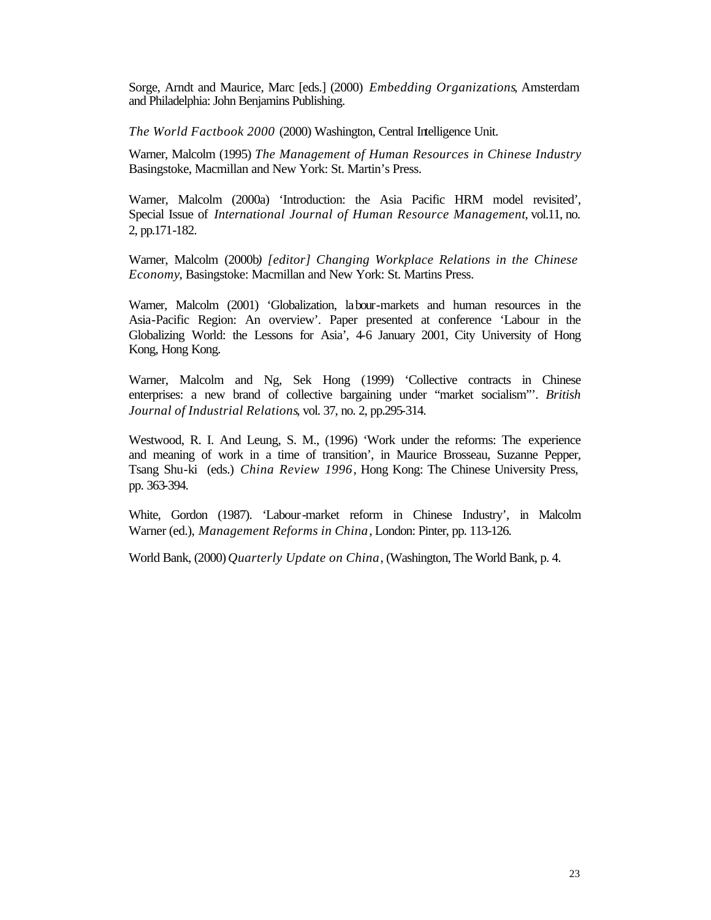Sorge, Arndt and Maurice, Marc [eds.] (2000) *Embedding Organizations*, Amsterdam and Philadelphia: John Benjamins Publishing.

*The World Factbook 2000* (2000) Washington, Central Intelligence Unit.

Warner, Malcolm (1995) *The Management of Human Resources in Chinese Industry* Basingstoke, Macmillan and New York: St. Martin's Press.

Warner, Malcolm (2000a) 'Introduction: the Asia Pacific HRM model revisited', Special Issue of *International Journal of Human Resource Management*, vol.11, no. 2, pp.171-182.

Warner, Malcolm (2000b*) [editor] Changing Workplace Relations in the Chinese Economy*, Basingstoke: Macmillan and New York: St. Martins Press.

Warner, Malcolm (2001) 'Globalization, labour-markets and human resources in the Asia-Pacific Region: An overview'. Paper presented at conference 'Labour in the Globalizing World: the Lessons for Asia', 4-6 January 2001, City University of Hong Kong, Hong Kong.

Warner, Malcolm and Ng, Sek Hong (1999) 'Collective contracts in Chinese enterprises: a new brand of collective bargaining under "market socialism"'. *British Journal of Industrial Relations*, vol. 37, no. 2, pp.295-314.

Westwood, R. I. And Leung, S. M., (1996) 'Work under the reforms: The experience and meaning of work in a time of transition', in Maurice Brosseau, Suzanne Pepper, Tsang Shu-ki (eds.) *China Review 1996*, Hong Kong: The Chinese University Press, pp. 363-394.

White, Gordon (1987). 'Labour-market reform in Chinese Industry', in Malcolm Warner (ed.), *Management Reforms in China*, London: Pinter, pp. 113-126.

World Bank, (2000) *Quarterly Update on China*, (Washington, The World Bank, p. 4.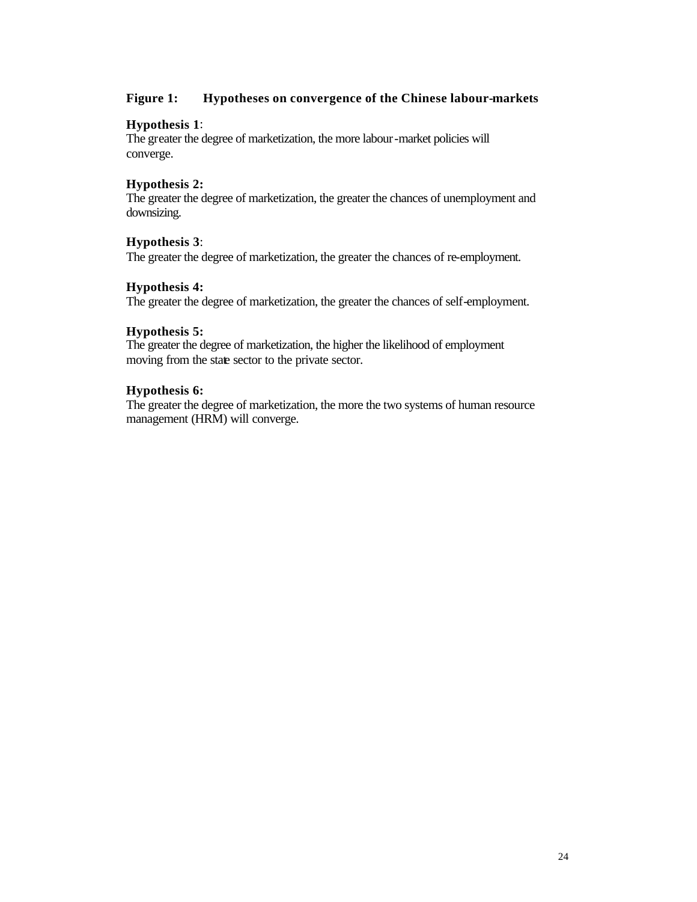**Figure 1: Hypotheses on convergence of the Chinese labour-markets**

**Hypothesis 1**:
The greater the degree of marketization, the more labour-market policies will converge.

**Hypothesis 2:**
The greater the degree of marketization, the greater the chances of unemployment and downsizing.

**Hypothesis 3**:
The greater the degree of marketization, the greater the chances of re-employment.

**Hypothesis 4:**
The greater the degree of marketization, the greater the chances of self-employment.

**Hypothesis 5:**
The greater the degree of marketization, the higher the likelihood of employment moving from the state sector to the private sector.

**Hypothesis 6:**
The greater the degree of marketization, the more the two systems of human resource management (HRM) will converge.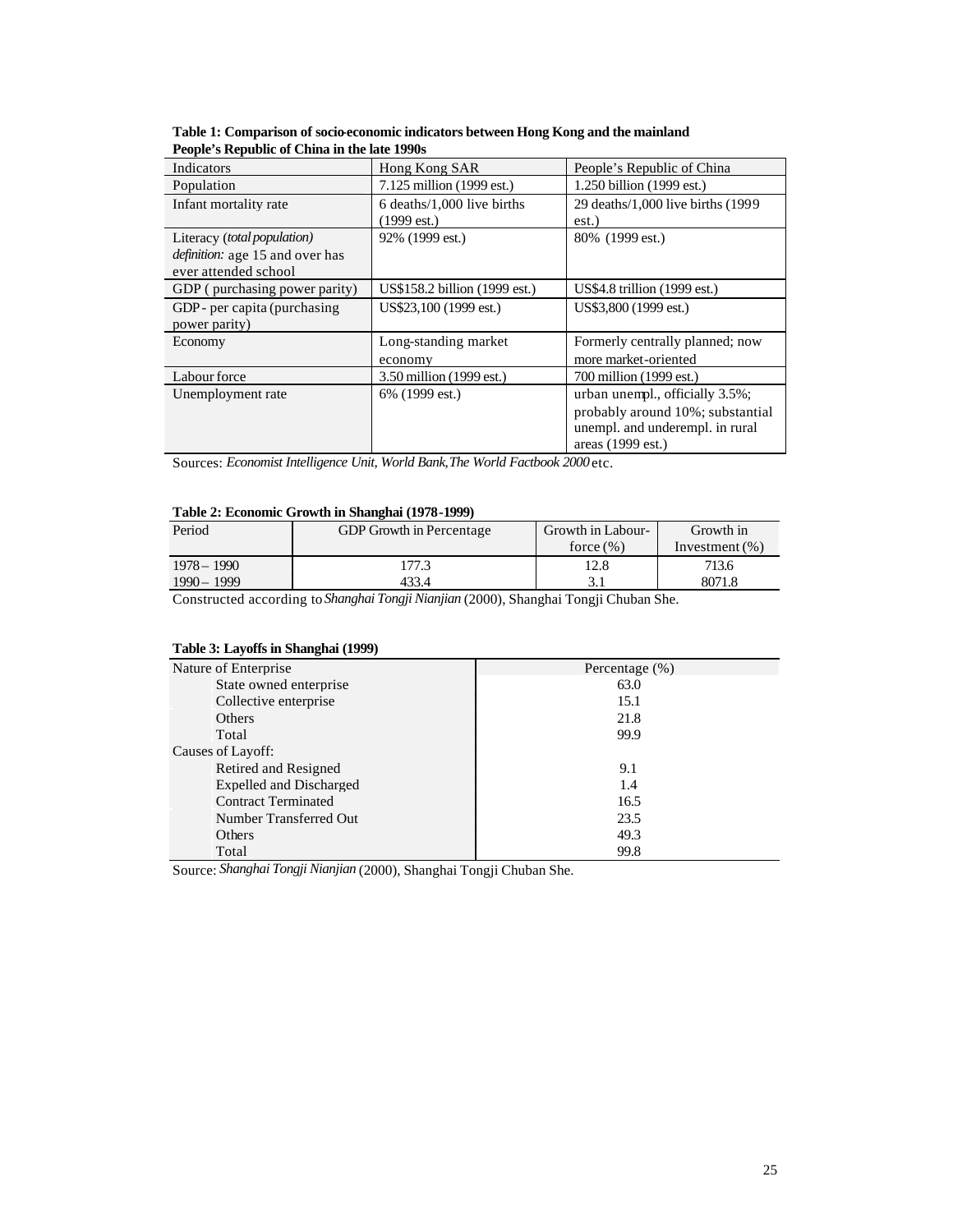**Table 1: Comparison of socio-economic indicators between Hong Kong and the mainland People's Republic of China in the late 1990s**

| Indicators | Hong Kong SAR | People's Republic of China |
|---|---|---|
| Population | 7.125 million (1999 est.) | 1.250 billion (1999 est.) |
| Infant mortality rate | 6 deaths/1,000 live births (1999 est.) | 29 deaths/1,000 live births (1999 est.) |
| Literacy (*total population*) *definition:* age 15 and over has ever attended school | 92% (1999 est.) | 80% (1999 est.) |
| GDP ( purchasing power parity) | US$158.2 billion (1999 est.) | US$4.8 trillion (1999 est.) |
| GDP - per capita (purchasing power parity) | US$23,100 (1999 est.) | US$3,800 (1999 est.) |
| Economy | Long-standing market economy | Formerly centrally planned; now more market-oriented |
| Labour force | 3.50 million (1999 est.) | 700 million (1999 est.) |
| Unemployment rate | 6% (1999 est.) | urban unempl., officially 3.5%; probably around 10%; substantial unempl. and underempl. in rural areas (1999 est.) |

Sources: *Economist Intelligence Unit, World Bank, The World Factbook 2000* etc.

**Table 2: Economic Growth in Shanghai (1978-1999)**

| Period | GDP Growth in Percentage | Growth in Labour-force (%) | Growth in Investment (%) |
|---|---|---|---|
| 1978 – 1990 | 177.3 | 12.8 | 713.6 |
| 1990 – 1999 | 433.4 | 3.1 | 8071.8 |

Constructed according to *Shanghai Tongji Nianjian* (2000), Shanghai Tongji Chuban She.

**Table 3: Layoffs in Shanghai (1999)**

| Nature of Enterprise | Percentage (%) |
|---|---|
| State owned enterprise | 63.0 |
| Collective enterprise | 15.1 |
| Others | 21.8 |
| Total | 99.9 |
| Causes of Layoff: | |
| Retired and Resigned | 9.1 |
| Expelled and Discharged | 1.4 |
| Contract Terminated | 16.5 |
| Number Transferred Out | 23.5 |
| Others | 49.3 |
| Total | 99.8 |

Source: *Shanghai Tongji Nianjian* (2000), Shanghai Tongji Chuban She.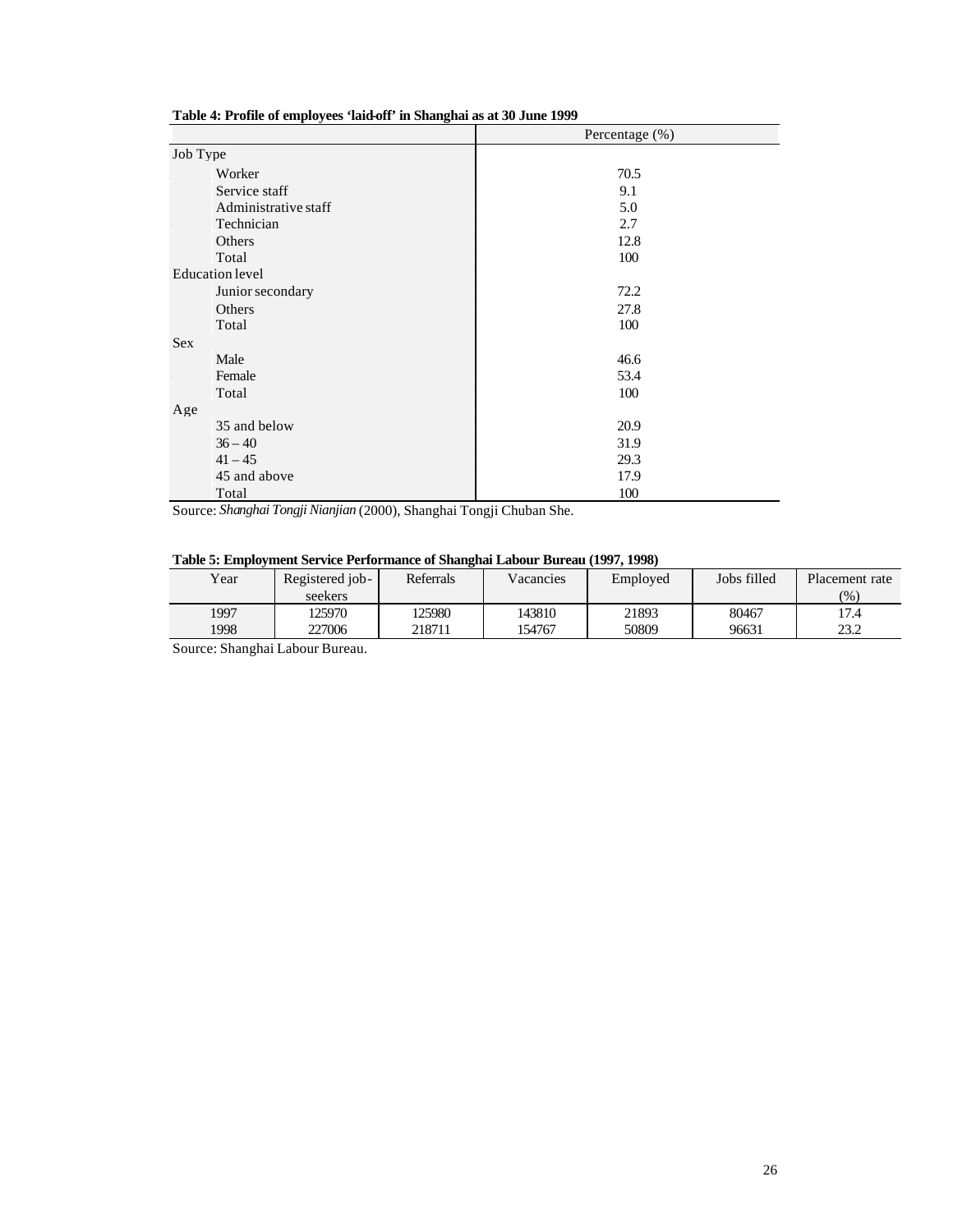**Table 4: Profile of employees 'laid-off' in Shanghai as at 30 June 1999**

| | Percentage (%) |
|---|---|
| Job Type | |
| Worker | 70.5 |
| Service staff | 9.1 |
| Administrative staff | 5.0 |
| Technician | 2.7 |
| Others | 12.8 |
| Total | 100 |
| Education level | |
| Junior secondary | 72.2 |
| Others | 27.8 |
| Total | 100 |
| Sex | |
| Male | 46.6 |
| Female | 53.4 |
| Total | 100 |
| Age | |
| 35 and below | 20.9 |
| 36 – 40 | 31.9 |
| 41 – 45 | 29.3 |
| 45 and above | 17.9 |
| Total | 100 |

Source: *Shanghai Tongji Nianjian* (2000), Shanghai Tongji Chuban She.

**Table 5: Employment Service Performance of Shanghai Labour Bureau (1997, 1998)**

| Year | Registered job-seekers | Referrals | Vacancies | Employed | Jobs filled | Placement rate (%) |
|---|---|---|---|---|---|---|
| 1997 | 125970 | 125980 | 143810 | 21893 | 80467 | 17.4 |
| 1998 | 227006 | 218711 | 154767 | 50809 | 96631 | 23.2 |

Source: Shanghai Labour Bureau.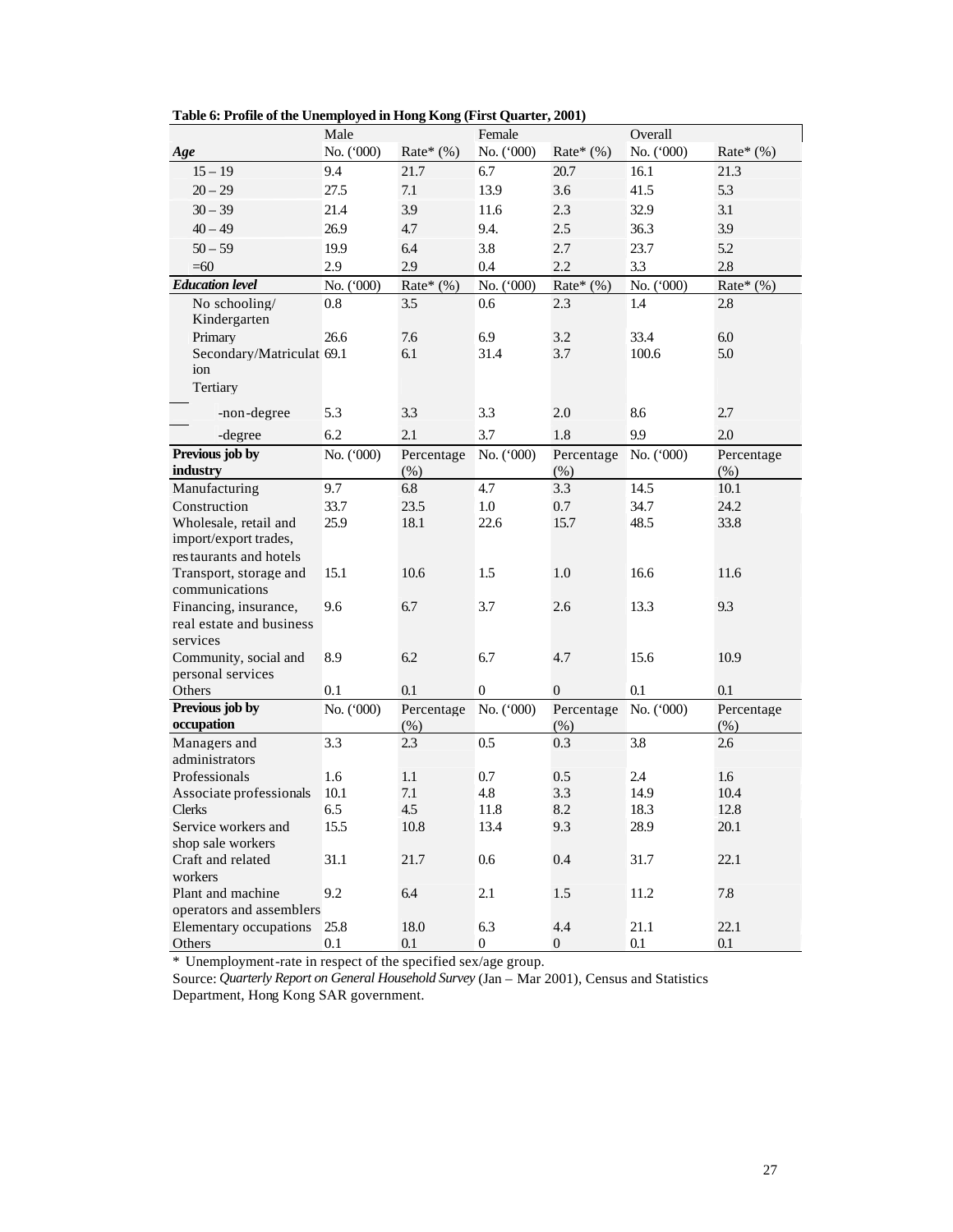**Table 6: Profile of the Unemployed in Hong Kong (First Quarter, 2001)**

| | Male | | Female | | Overall | |
|---|---|---|---|---|---|---|
| ***Age*** | No. ('000) | Rate* (%) | No. ('000) | Rate* (%) | No. ('000) | Rate* (%) |
| 15 – 19 | 9.4 | 21.7 | 6.7 | 20.7 | 16.1 | 21.3 |
| 20 – 29 | 27.5 | 7.1 | 13.9 | 3.6 | 41.5 | 5.3 |
| 30 – 39 | 21.4 | 3.9 | 11.6 | 2.3 | 32.9 | 3.1 |
| 40 – 49 | 26.9 | 4.7 | 9.4. | 2.5 | 36.3 | 3.9 |
| 50 – 59 | 19.9 | 6.4 | 3.8 | 2.7 | 23.7 | 5.2 |
| =60 | 2.9 | 2.9 | 0.4 | 2.2 | 3.3 | 2.8 |
| ***Education level*** | No. ('000) | Rate* (%) | No. ('000) | Rate* (%) | No. ('000) | Rate* (%) |
| No schooling/ Kindergarten | 0.8 | 3.5 | 0.6 | 2.3 | 1.4 | 2.8 |
| Primary | 26.6 | 7.6 | 6.9 | 3.2 | 33.4 | 6.0 |
| Secondary/Matriculation | 69.1 | 6.1 | 31.4 | 3.7 | 100.6 | 5.0 |
| Tertiary | | | | | | |
| -non-degree | 5.3 | 3.3 | 3.3 | 2.0 | 8.6 | 2.7 |
| -degree | 6.2 | 2.1 | 3.7 | 1.8 | 9.9 | 2.0 |
| **Previous job by industry** | No. ('000) | Percentage (%) | No. ('000) | Percentage (%) | No. ('000) | Percentage (%) |
| Manufacturing | 9.7 | 6.8 | 4.7 | 3.3 | 14.5 | 10.1 |
| Construction | 33.7 | 23.5 | 1.0 | 0.7 | 34.7 | 24.2 |
| Wholesale, retail and import/export trades, restaurants and hotels | 25.9 | 18.1 | 22.6 | 15.7 | 48.5 | 33.8 |
| Transport, storage and communications | 15.1 | 10.6 | 1.5 | 1.0 | 16.6 | 11.6 |
| Financing, insurance, real estate and business services | 9.6 | 6.7 | 3.7 | 2.6 | 13.3 | 9.3 |
| Community, social and personal services | 8.9 | 6.2 | 6.7 | 4.7 | 15.6 | 10.9 |
| Others | 0.1 | 0.1 | 0 | 0 | 0.1 | 0.1 |
| **Previous job by occupation** | No. ('000) | Percentage (%) | No. ('000) | Percentage (%) | No. ('000) | Percentage (%) |
| Managers and administrators | 3.3 | 2.3 | 0.5 | 0.3 | 3.8 | 2.6 |
| Professionals | 1.6 | 1.1 | 0.7 | 0.5 | 2.4 | 1.6 |
| Associate professionals | 10.1 | 7.1 | 4.8 | 3.3 | 14.9 | 10.4 |
| Clerks | 6.5 | 4.5 | 11.8 | 8.2 | 18.3 | 12.8 |
| Service workers and shop sale workers | 15.5 | 10.8 | 13.4 | 9.3 | 28.9 | 20.1 |
| Craft and related workers | 31.1 | 21.7 | 0.6 | 0.4 | 31.7 | 22.1 |
| Plant and machine operators and assemblers | 9.2 | 6.4 | 2.1 | 1.5 | 11.2 | 7.8 |
| Elementary occupations | 25.8 | 18.0 | 6.3 | 4.4 | 21.1 | 22.1 |
| Others | 0.1 | 0.1 | 0 | 0 | 0.1 | 0.1 |

\* Unemployment-rate in respect of the specified sex/age group.

Source: *Quarterly Report on General Household Survey* (Jan – Mar 2001), Census and Statistics Department, Hong Kong SAR government.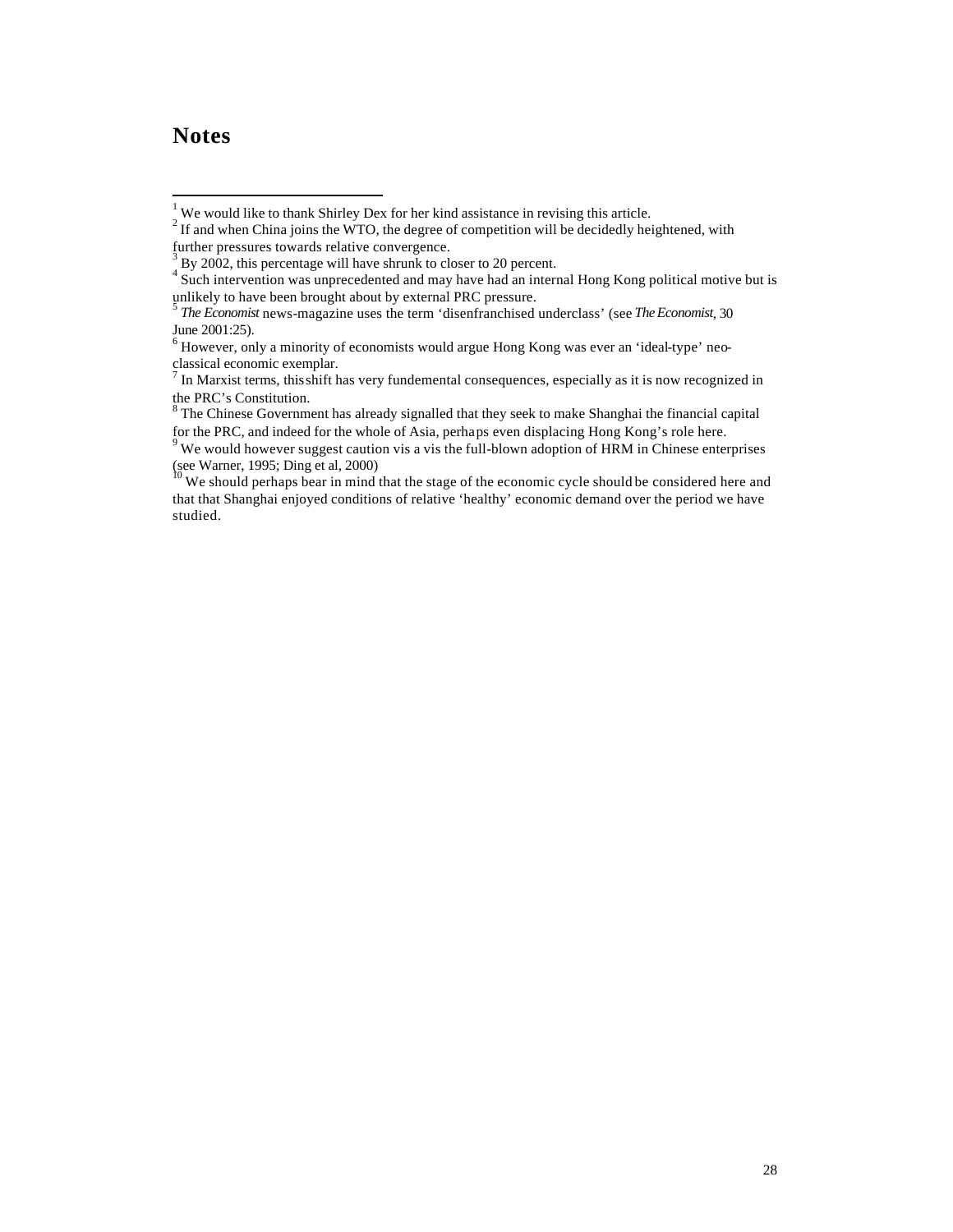## Notes

[1] We would like to thank Shirley Dex for her kind assistance in revising this article.

[2] If and when China joins the WTO, the degree of competition will be decidedly heightened, with further pressures towards relative convergence.

[3] By 2002, this percentage will have shrunk to closer to 20 percent.

[4] Such intervention was unprecedented and may have had an internal Hong Kong political motive but is unlikely to have been brought about by external PRC pressure.

[5] *The Economist* news-magazine uses the term 'disenfranchised underclass' (see *The Economist*, 30 June 2001:25).

[6] However, only a minority of economists would argue Hong Kong was ever an 'ideal-type' neo-classical economic exemplar.

[7] In Marxist terms, this shift has very fundemental consequences, especially as it is now recognized in the PRC's Constitution.

[8] The Chinese Government has already signalled that they seek to make Shanghai the financial capital for the PRC, and indeed for the whole of Asia, perhaps even displacing Hong Kong's role here.

[9] We would however suggest caution vis a vis the full-blown adoption of HRM in Chinese enterprises (see Warner, 1995; Ding et al, 2000)

[10] We should perhaps bear in mind that the stage of the economic cycle should be considered here and that that Shanghai enjoyed conditions of relative 'healthy' economic demand over the period we have studied.